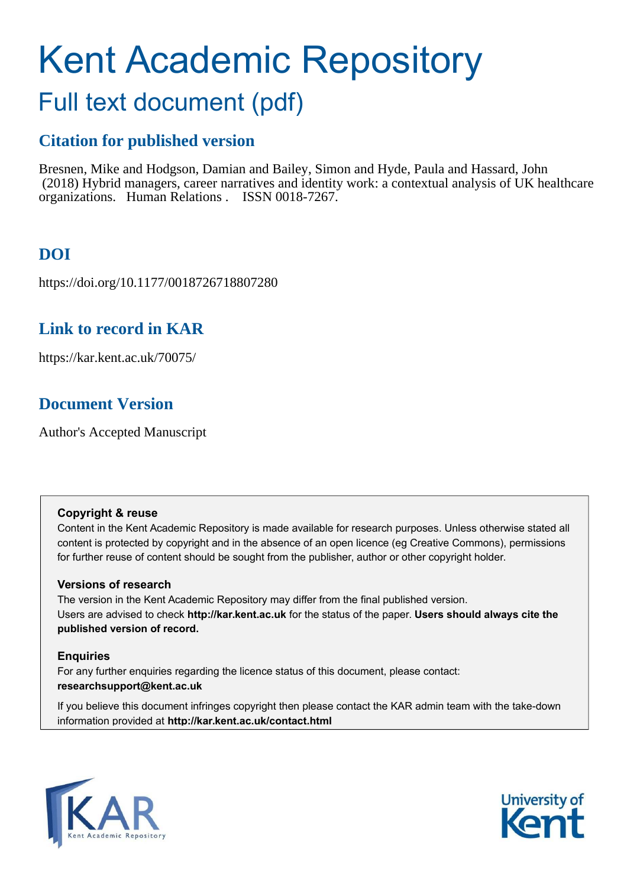# Kent Academic Repository

## Full text document (pdf)

### Citation for published version

Bresnen, Mike and Hodgson, Damian and Bailey, Simon and Hyde, Paula and Hassard, John (2018) Hybrid managers, career narratives and identity work: a contextual analysis of UK healthcare organizations. Human Relations . ISSN 0018-7267.

### DOI

https://doi.org/10.1177/0018726718807280

### Link to record in KAR

https://kar.kent.ac.uk/70075/

### Document Version

Author's Accepted Manuscript

**Copyright & reuse**

Content in the Kent Academic Repository is made available for research purposes. Unless otherwise stated all content is protected by copyright and in the absence of an open licence (eg Creative Commons), permissions for further reuse of content should be sought from the publisher, author or other copyright holder.

**Versions of research**

The version in the Kent Academic Repository may differ from the final published version. Users are advised to check **http://kar.kent.ac.uk** for the status of the paper. **Users should always cite the published version of record.**

**Enquiries**

For any further enquiries regarding the licence status of this document, please contact: **researchsupport@kent.ac.uk**

If you believe this document infringes copyright then please contact the KAR admin team with the take-down information provided at **http://kar.kent.ac.uk/contact.html**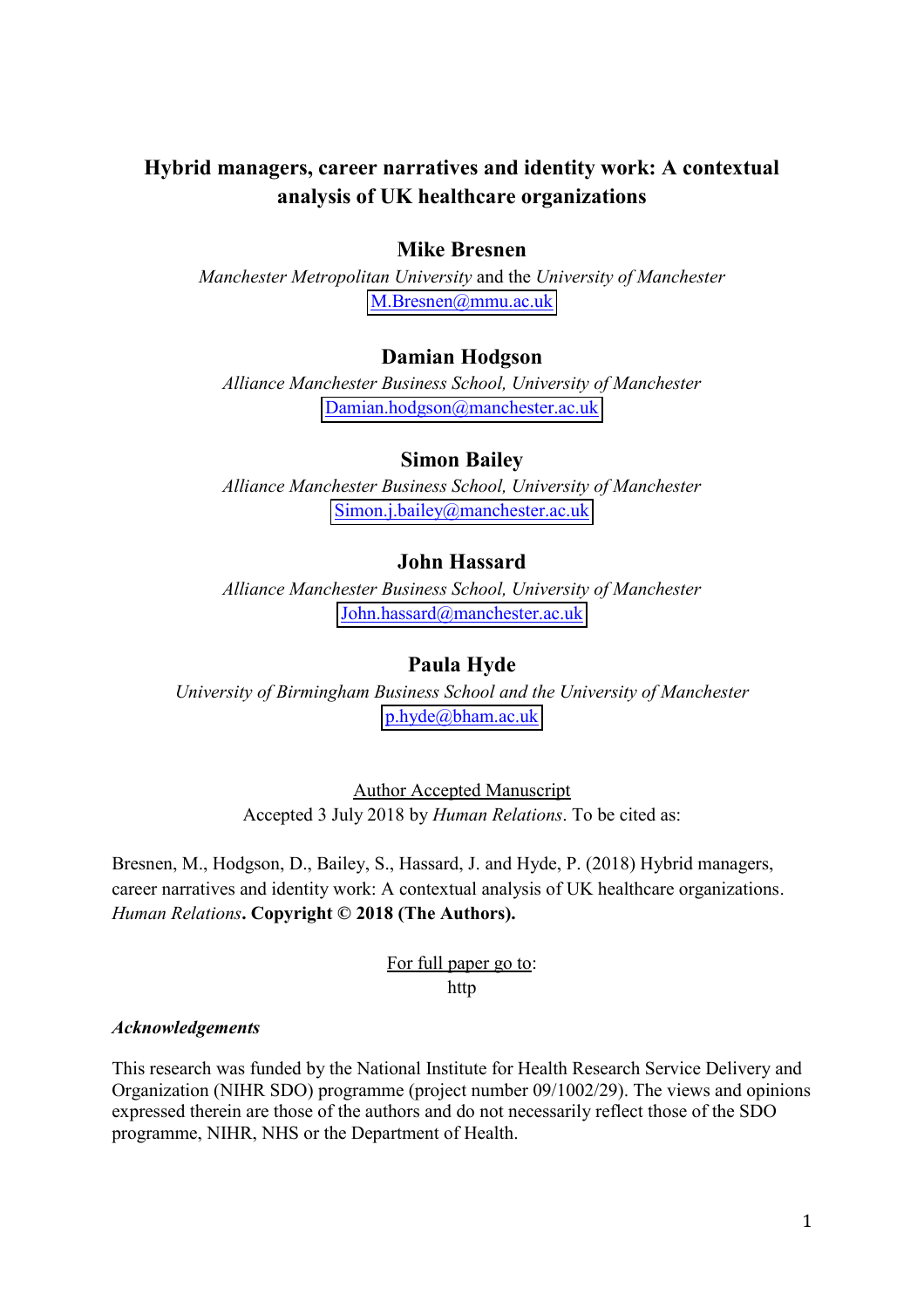# Hybrid managers, career narratives and identity work: A contextual analysis of UK healthcare organizations

**Mike Bresnen**

*Manchester Metropolitan University* and the *University of Manchester*

M.Bresnen@mmu.ac.uk

**Damian Hodgson**

*Alliance Manchester Business School, University of Manchester*

Damian.hodgson@manchester.ac.uk

**Simon Bailey**

*Alliance Manchester Business School, University of Manchester*

Simon.j.bailey@manchester.ac.uk

**John Hassard**

*Alliance Manchester Business School, University of Manchester*

John.hassard@manchester.ac.uk

**Paula Hyde**

*University of Birmingham Business School and the University of Manchester*

p.hyde@bham.ac.uk

Author Accepted Manuscript

Accepted 3 July 2018 by *Human Relations*. To be cited as:

Bresnen, M., Hodgson, D., Bailey, S., Hassard, J. and Hyde, P. (2018) Hybrid managers, career narratives and identity work: A contextual analysis of UK healthcare organizations. *Human Relations*. **Copyright © 2018 (The Authors).**

For full paper go to:
http

***Acknowledgements***

This research was funded by the National Institute for Health Research Service Delivery and Organization (NIHR SDO) programme (project number 09/1002/29). The views and opinions expressed therein are those of the authors and do not necessarily reflect those of the SDO programme, NIHR, NHS or the Department of Health.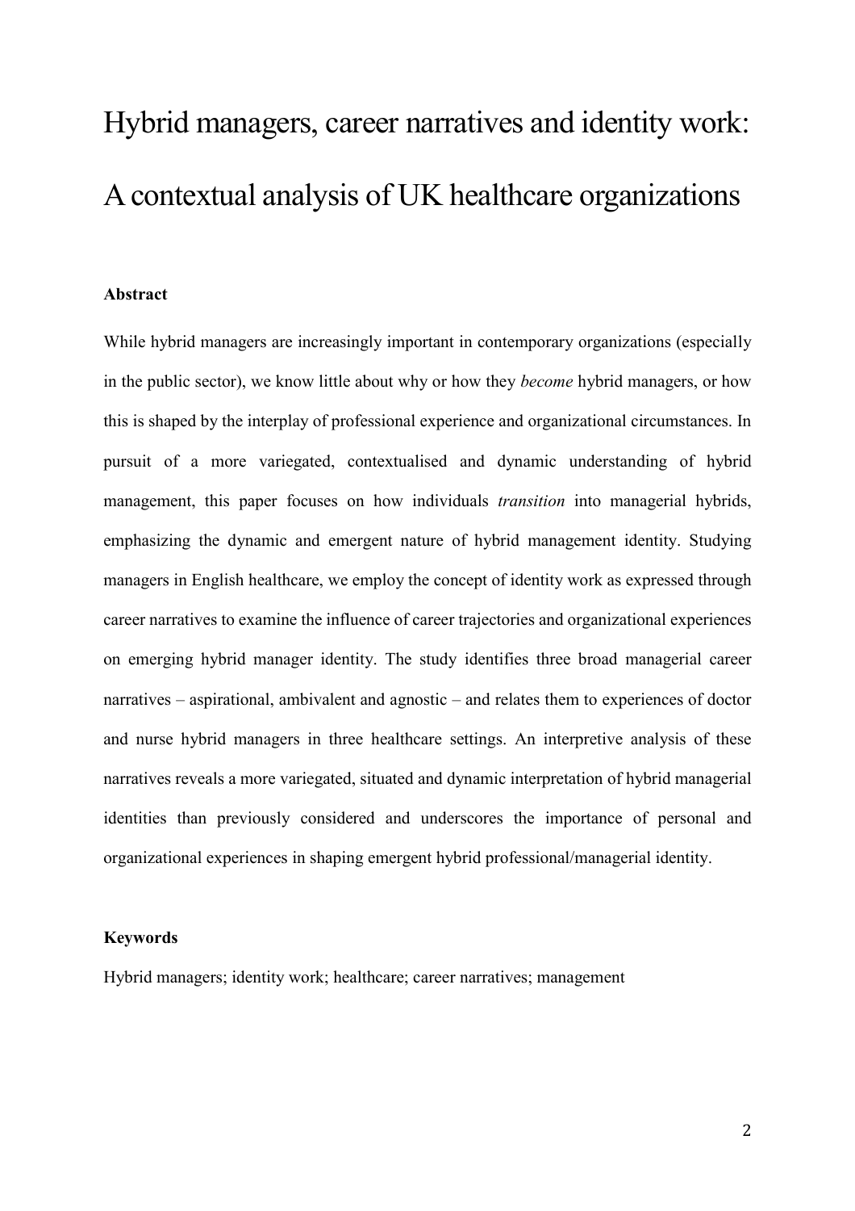# Hybrid managers, career narratives and identity work: A contextual analysis of UK healthcare organizations

**Abstract**

While hybrid managers are increasingly important in contemporary organizations (especially in the public sector), we know little about why or how they *become* hybrid managers, or how this is shaped by the interplay of professional experience and organizational circumstances. In pursuit of a more variegated, contextualised and dynamic understanding of hybrid management, this paper focuses on how individuals *transition* into managerial hybrids, emphasizing the dynamic and emergent nature of hybrid management identity. Studying managers in English healthcare, we employ the concept of identity work as expressed through career narratives to examine the influence of career trajectories and organizational experiences on emerging hybrid manager identity. The study identifies three broad managerial career narratives – aspirational, ambivalent and agnostic – and relates them to experiences of doctor and nurse hybrid managers in three healthcare settings. An interpretive analysis of these narratives reveals a more variegated, situated and dynamic interpretation of hybrid managerial identities than previously considered and underscores the importance of personal and organizational experiences in shaping emergent hybrid professional/managerial identity.

**Keywords**

Hybrid managers; identity work; healthcare; career narratives; management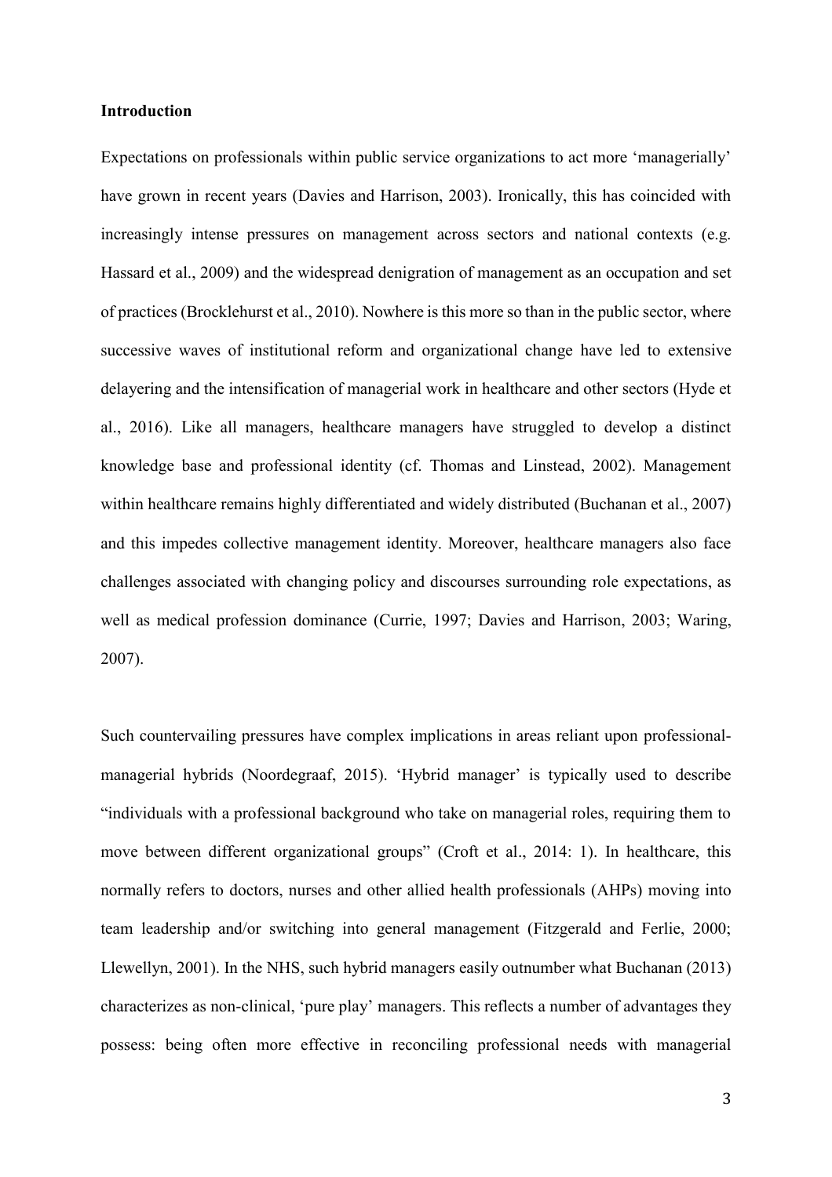**Introduction**

Expectations on professionals within public service organizations to act more 'managerially' have grown in recent years (Davies and Harrison, 2003). Ironically, this has coincided with increasingly intense pressures on management across sectors and national contexts (e.g. Hassard et al., 2009) and the widespread denigration of management as an occupation and set of practices (Brocklehurst et al., 2010). Nowhere is this more so than in the public sector, where successive waves of institutional reform and organizational change have led to extensive delayering and the intensification of managerial work in healthcare and other sectors (Hyde et al., 2016). Like all managers, healthcare managers have struggled to develop a distinct knowledge base and professional identity (cf. Thomas and Linstead, 2002). Management within healthcare remains highly differentiated and widely distributed (Buchanan et al., 2007) and this impedes collective management identity. Moreover, healthcare managers also face challenges associated with changing policy and discourses surrounding role expectations, as well as medical profession dominance (Currie, 1997; Davies and Harrison, 2003; Waring, 2007).

Such countervailing pressures have complex implications in areas reliant upon professional-managerial hybrids (Noordegraaf, 2015). 'Hybrid manager' is typically used to describe "individuals with a professional background who take on managerial roles, requiring them to move between different organizational groups" (Croft et al., 2014: 1). In healthcare, this normally refers to doctors, nurses and other allied health professionals (AHPs) moving into team leadership and/or switching into general management (Fitzgerald and Ferlie, 2000; Llewellyn, 2001). In the NHS, such hybrid managers easily outnumber what Buchanan (2013) characterizes as non-clinical, 'pure play' managers. This reflects a number of advantages they possess: being often more effective in reconciling professional needs with managerial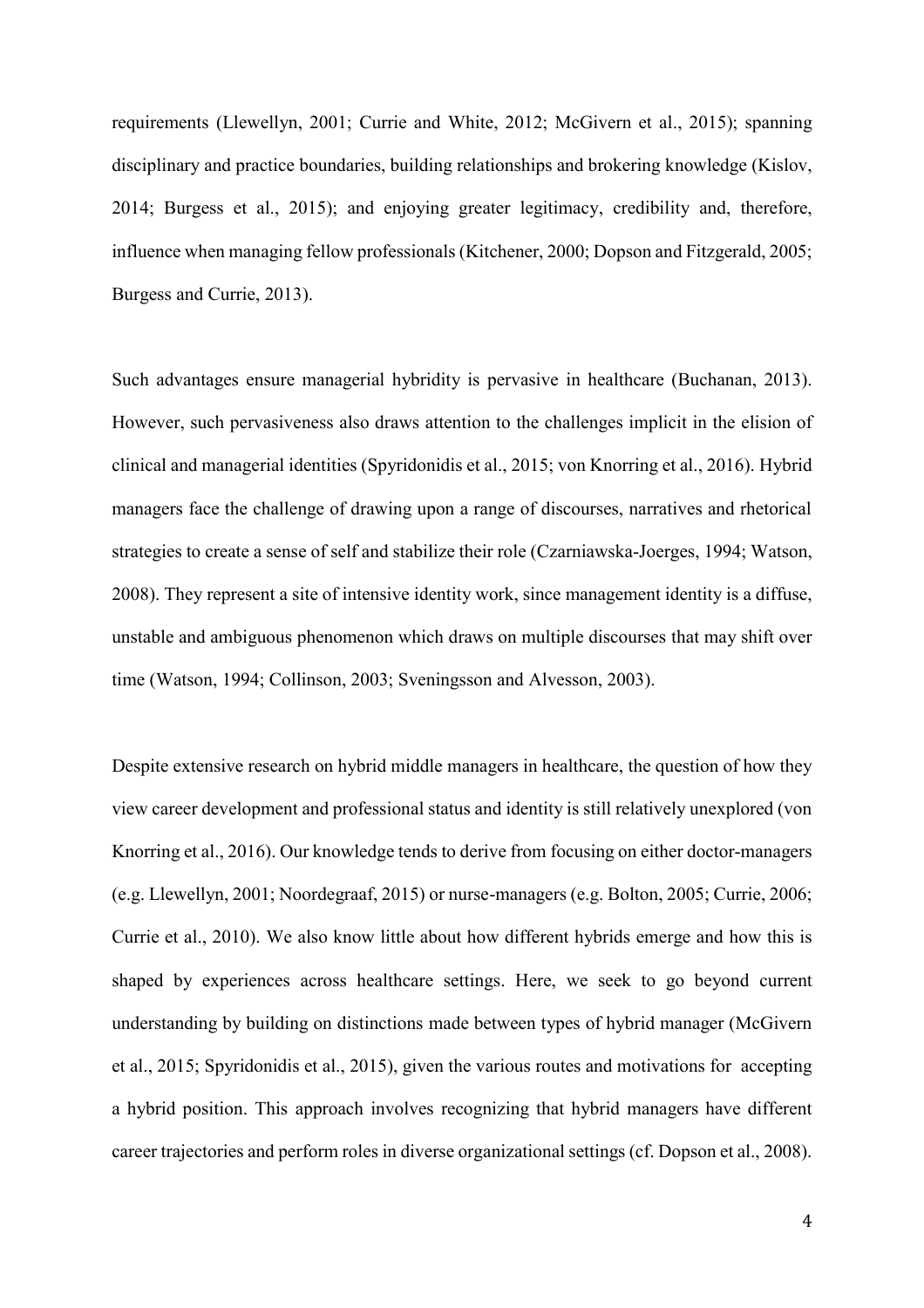requirements (Llewellyn, 2001; Currie and White, 2012; McGivern et al., 2015); spanning disciplinary and practice boundaries, building relationships and brokering knowledge (Kislov, 2014; Burgess et al., 2015); and enjoying greater legitimacy, credibility and, therefore, influence when managing fellow professionals (Kitchener, 2000; Dopson and Fitzgerald, 2005; Burgess and Currie, 2013).

Such advantages ensure managerial hybridity is pervasive in healthcare (Buchanan, 2013). However, such pervasiveness also draws attention to the challenges implicit in the elision of clinical and managerial identities (Spyridonidis et al., 2015; von Knorring et al., 2016). Hybrid managers face the challenge of drawing upon a range of discourses, narratives and rhetorical strategies to create a sense of self and stabilize their role (Czarniawska-Joerges, 1994; Watson, 2008). They represent a site of intensive identity work, since management identity is a diffuse, unstable and ambiguous phenomenon which draws on multiple discourses that may shift over time (Watson, 1994; Collinson, 2003; Sveningsson and Alvesson, 2003).

Despite extensive research on hybrid middle managers in healthcare, the question of how they view career development and professional status and identity is still relatively unexplored (von Knorring et al., 2016). Our knowledge tends to derive from focusing on either doctor-managers (e.g. Llewellyn, 2001; Noordegraaf, 2015) or nurse-managers (e.g. Bolton, 2005; Currie, 2006; Currie et al., 2010). We also know little about how different hybrids emerge and how this is shaped by experiences across healthcare settings. Here, we seek to go beyond current understanding by building on distinctions made between types of hybrid manager (McGivern et al., 2015; Spyridonidis et al., 2015), given the various routes and motivations for accepting a hybrid position. This approach involves recognizing that hybrid managers have different career trajectories and perform roles in diverse organizational settings (cf. Dopson et al., 2008).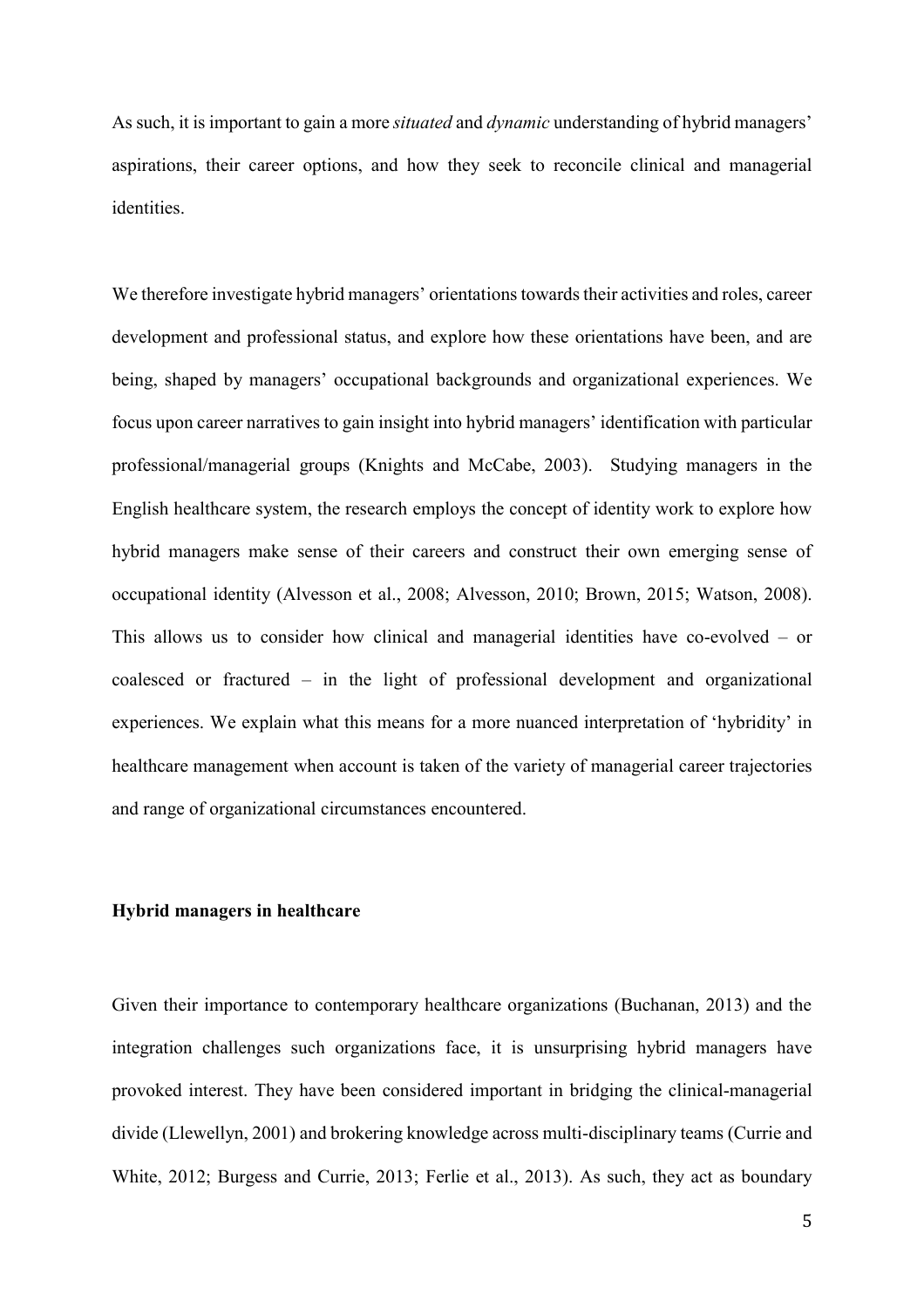As such, it is important to gain a more *situated* and *dynamic* understanding of hybrid managers' aspirations, their career options, and how they seek to reconcile clinical and managerial identities.

We therefore investigate hybrid managers' orientations towards their activities and roles, career development and professional status, and explore how these orientations have been, and are being, shaped by managers' occupational backgrounds and organizational experiences. We focus upon career narratives to gain insight into hybrid managers' identification with particular professional/managerial groups (Knights and McCabe, 2003). Studying managers in the English healthcare system, the research employs the concept of identity work to explore how hybrid managers make sense of their careers and construct their own emerging sense of occupational identity (Alvesson et al., 2008; Alvesson, 2010; Brown, 2015; Watson, 2008). This allows us to consider how clinical and managerial identities have co-evolved – or coalesced or fractured – in the light of professional development and organizational experiences. We explain what this means for a more nuanced interpretation of 'hybridity' in healthcare management when account is taken of the variety of managerial career trajectories and range of organizational circumstances encountered.

## Hybrid managers in healthcare

Given their importance to contemporary healthcare organizations (Buchanan, 2013) and the integration challenges such organizations face, it is unsurprising hybrid managers have provoked interest. They have been considered important in bridging the clinical-managerial divide (Llewellyn, 2001) and brokering knowledge across multi-disciplinary teams (Currie and White, 2012; Burgess and Currie, 2013; Ferlie et al., 2013). As such, they act as boundary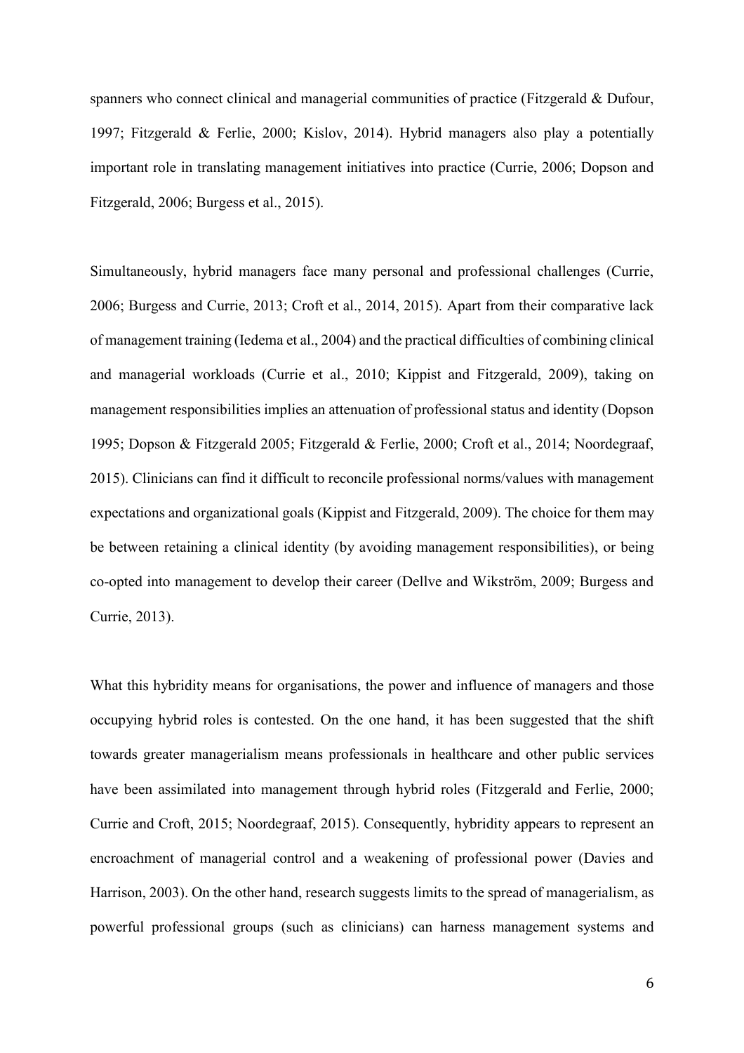spanners who connect clinical and managerial communities of practice (Fitzgerald & Dufour, 1997; Fitzgerald & Ferlie, 2000; Kislov, 2014). Hybrid managers also play a potentially important role in translating management initiatives into practice (Currie, 2006; Dopson and Fitzgerald, 2006; Burgess et al., 2015).

Simultaneously, hybrid managers face many personal and professional challenges (Currie, 2006; Burgess and Currie, 2013; Croft et al., 2014, 2015). Apart from their comparative lack of management training (Iedema et al., 2004) and the practical difficulties of combining clinical and managerial workloads (Currie et al., 2010; Kippist and Fitzgerald, 2009), taking on management responsibilities implies an attenuation of professional status and identity (Dopson 1995; Dopson & Fitzgerald 2005; Fitzgerald & Ferlie, 2000; Croft et al., 2014; Noordegraaf, 2015). Clinicians can find it difficult to reconcile professional norms/values with management expectations and organizational goals (Kippist and Fitzgerald, 2009). The choice for them may be between retaining a clinical identity (by avoiding management responsibilities), or being co-opted into management to develop their career (Dellve and Wikström, 2009; Burgess and Currie, 2013).

What this hybridity means for organisations, the power and influence of managers and those occupying hybrid roles is contested. On the one hand, it has been suggested that the shift towards greater managerialism means professionals in healthcare and other public services have been assimilated into management through hybrid roles (Fitzgerald and Ferlie, 2000; Currie and Croft, 2015; Noordegraaf, 2015). Consequently, hybridity appears to represent an encroachment of managerial control and a weakening of professional power (Davies and Harrison, 2003). On the other hand, research suggests limits to the spread of managerialism, as powerful professional groups (such as clinicians) can harness management systems and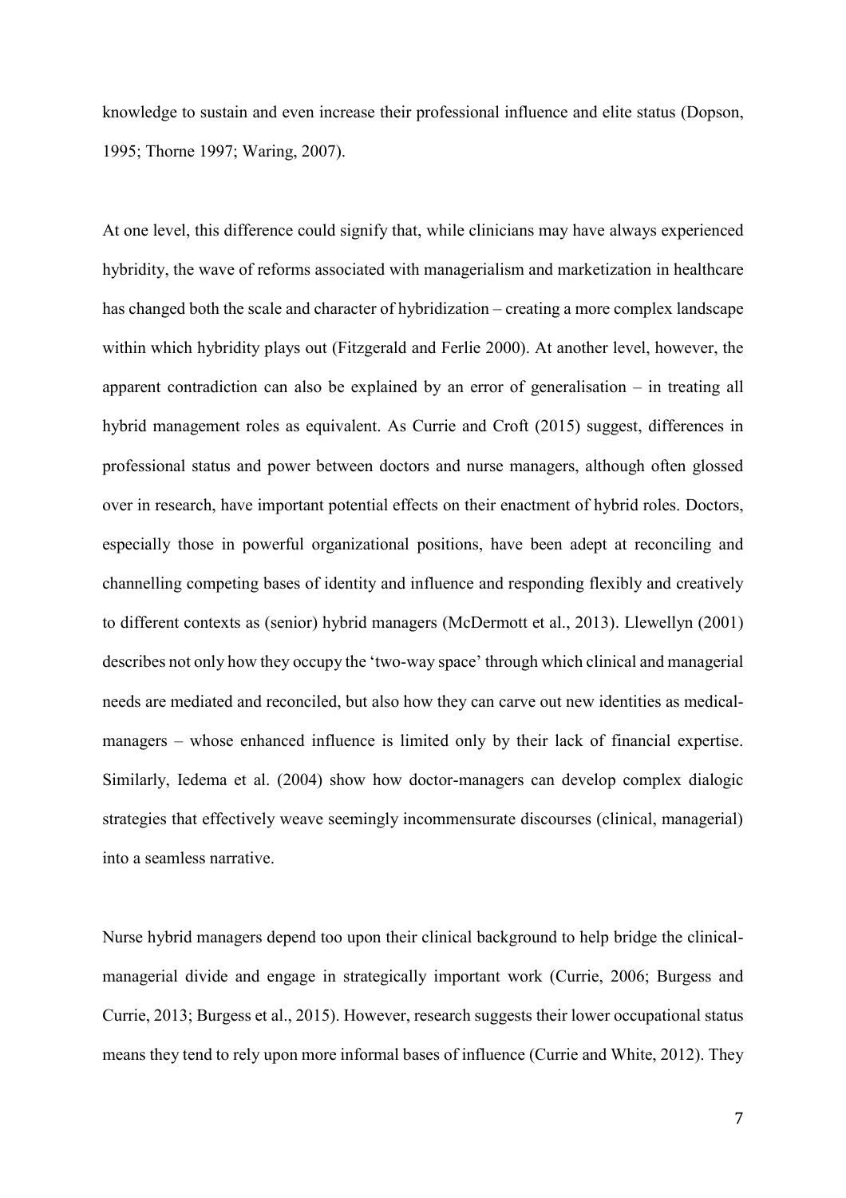knowledge to sustain and even increase their professional influence and elite status (Dopson, 1995; Thorne 1997; Waring, 2007).

At one level, this difference could signify that, while clinicians may have always experienced hybridity, the wave of reforms associated with managerialism and marketization in healthcare has changed both the scale and character of hybridization – creating a more complex landscape within which hybridity plays out (Fitzgerald and Ferlie 2000). At another level, however, the apparent contradiction can also be explained by an error of generalisation – in treating all hybrid management roles as equivalent. As Currie and Croft (2015) suggest, differences in professional status and power between doctors and nurse managers, although often glossed over in research, have important potential effects on their enactment of hybrid roles. Doctors, especially those in powerful organizational positions, have been adept at reconciling and channelling competing bases of identity and influence and responding flexibly and creatively to different contexts as (senior) hybrid managers (McDermott et al., 2013). Llewellyn (2001) describes not only how they occupy the 'two-way space' through which clinical and managerial needs are mediated and reconciled, but also how they can carve out new identities as medical-managers – whose enhanced influence is limited only by their lack of financial expertise. Similarly, Iedema et al. (2004) show how doctor-managers can develop complex dialogic strategies that effectively weave seemingly incommensurate discourses (clinical, managerial) into a seamless narrative.

Nurse hybrid managers depend too upon their clinical background to help bridge the clinical-managerial divide and engage in strategically important work (Currie, 2006; Burgess and Currie, 2013; Burgess et al., 2015). However, research suggests their lower occupational status means they tend to rely upon more informal bases of influence (Currie and White, 2012). They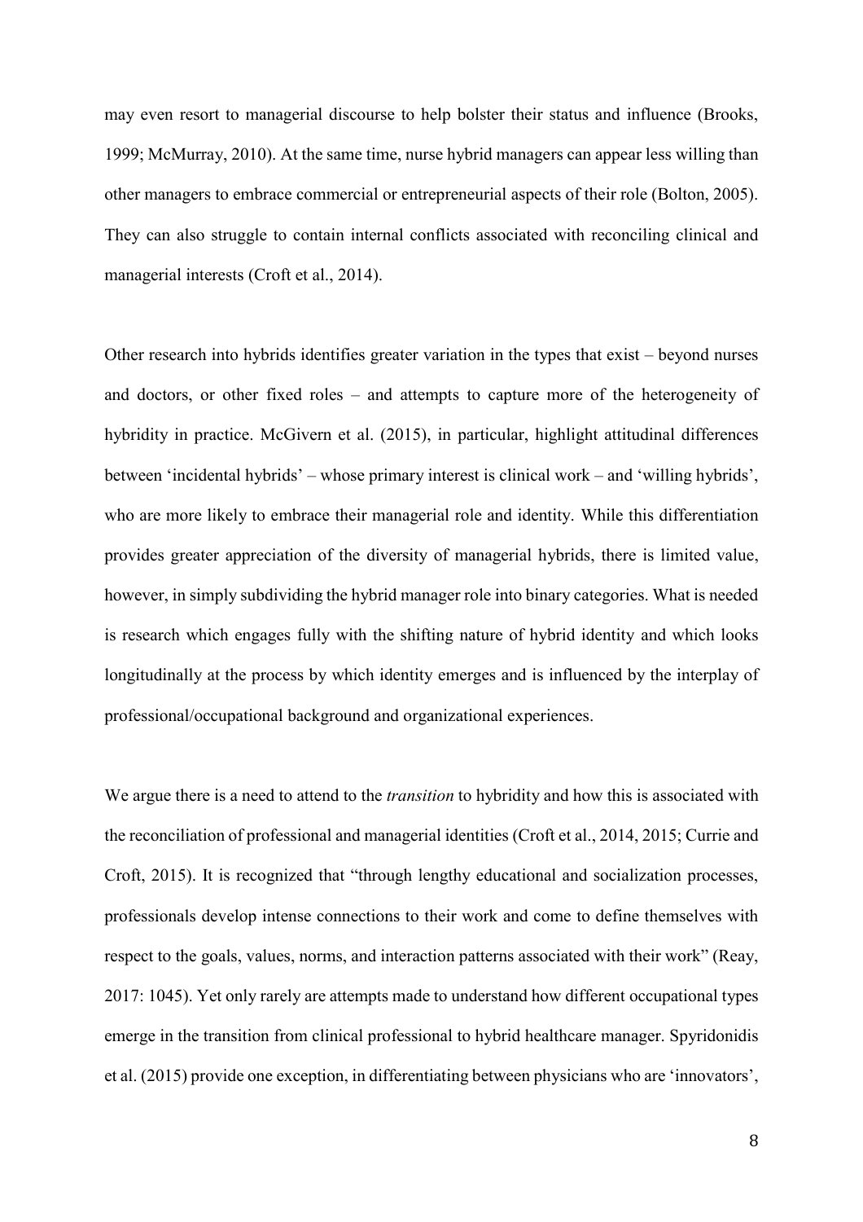may even resort to managerial discourse to help bolster their status and influence (Brooks, 1999; McMurray, 2010). At the same time, nurse hybrid managers can appear less willing than other managers to embrace commercial or entrepreneurial aspects of their role (Bolton, 2005). They can also struggle to contain internal conflicts associated with reconciling clinical and managerial interests (Croft et al., 2014).

Other research into hybrids identifies greater variation in the types that exist – beyond nurses and doctors, or other fixed roles – and attempts to capture more of the heterogeneity of hybridity in practice. McGivern et al. (2015), in particular, highlight attitudinal differences between 'incidental hybrids' – whose primary interest is clinical work – and 'willing hybrids', who are more likely to embrace their managerial role and identity. While this differentiation provides greater appreciation of the diversity of managerial hybrids, there is limited value, however, in simply subdividing the hybrid manager role into binary categories. What is needed is research which engages fully with the shifting nature of hybrid identity and which looks longitudinally at the process by which identity emerges and is influenced by the interplay of professional/occupational background and organizational experiences.

We argue there is a need to attend to the *transition* to hybridity and how this is associated with the reconciliation of professional and managerial identities (Croft et al., 2014, 2015; Currie and Croft, 2015). It is recognized that "through lengthy educational and socialization processes, professionals develop intense connections to their work and come to define themselves with respect to the goals, values, norms, and interaction patterns associated with their work" (Reay, 2017: 1045). Yet only rarely are attempts made to understand how different occupational types emerge in the transition from clinical professional to hybrid healthcare manager. Spyridonidis et al. (2015) provide one exception, in differentiating between physicians who are 'innovators',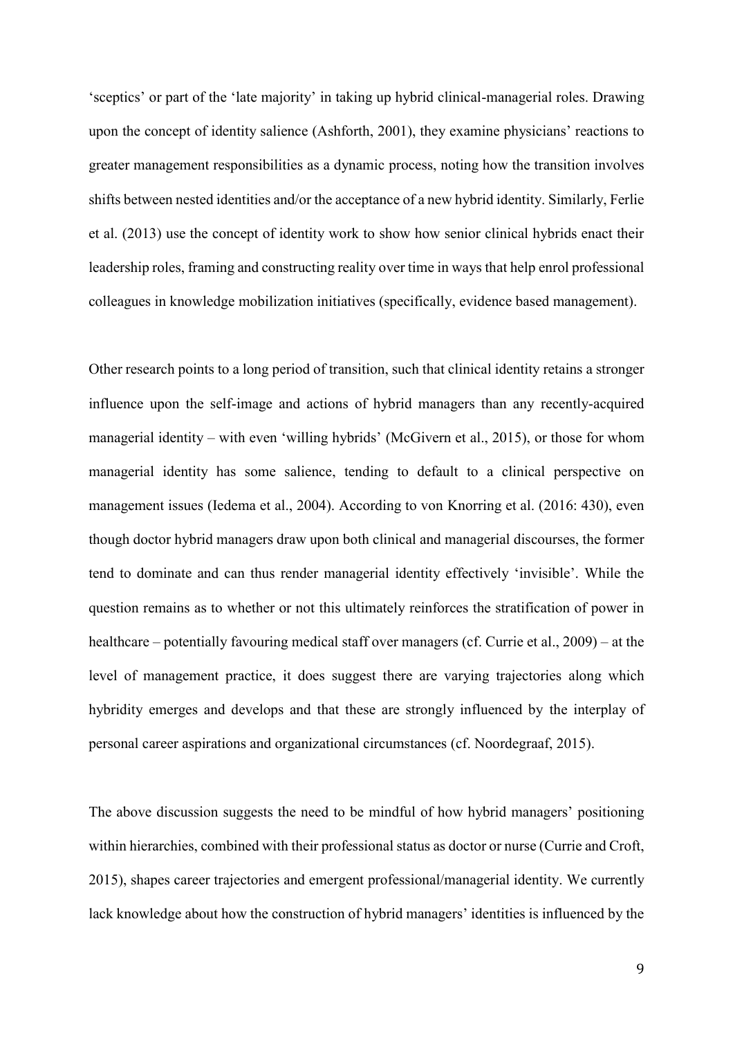'sceptics' or part of the 'late majority' in taking up hybrid clinical-managerial roles. Drawing upon the concept of identity salience (Ashforth, 2001), they examine physicians' reactions to greater management responsibilities as a dynamic process, noting how the transition involves shifts between nested identities and/or the acceptance of a new hybrid identity. Similarly, Ferlie et al. (2013) use the concept of identity work to show how senior clinical hybrids enact their leadership roles, framing and constructing reality over time in ways that help enrol professional colleagues in knowledge mobilization initiatives (specifically, evidence based management).

Other research points to a long period of transition, such that clinical identity retains a stronger influence upon the self-image and actions of hybrid managers than any recently-acquired managerial identity – with even 'willing hybrids' (McGivern et al., 2015), or those for whom managerial identity has some salience, tending to default to a clinical perspective on management issues (Iedema et al., 2004). According to von Knorring et al. (2016: 430), even though doctor hybrid managers draw upon both clinical and managerial discourses, the former tend to dominate and can thus render managerial identity effectively 'invisible'. While the question remains as to whether or not this ultimately reinforces the stratification of power in healthcare – potentially favouring medical staff over managers (cf. Currie et al., 2009) – at the level of management practice, it does suggest there are varying trajectories along which hybridity emerges and develops and that these are strongly influenced by the interplay of personal career aspirations and organizational circumstances (cf. Noordegraaf, 2015).

The above discussion suggests the need to be mindful of how hybrid managers' positioning within hierarchies, combined with their professional status as doctor or nurse (Currie and Croft, 2015), shapes career trajectories and emergent professional/managerial identity. We currently lack knowledge about how the construction of hybrid managers' identities is influenced by the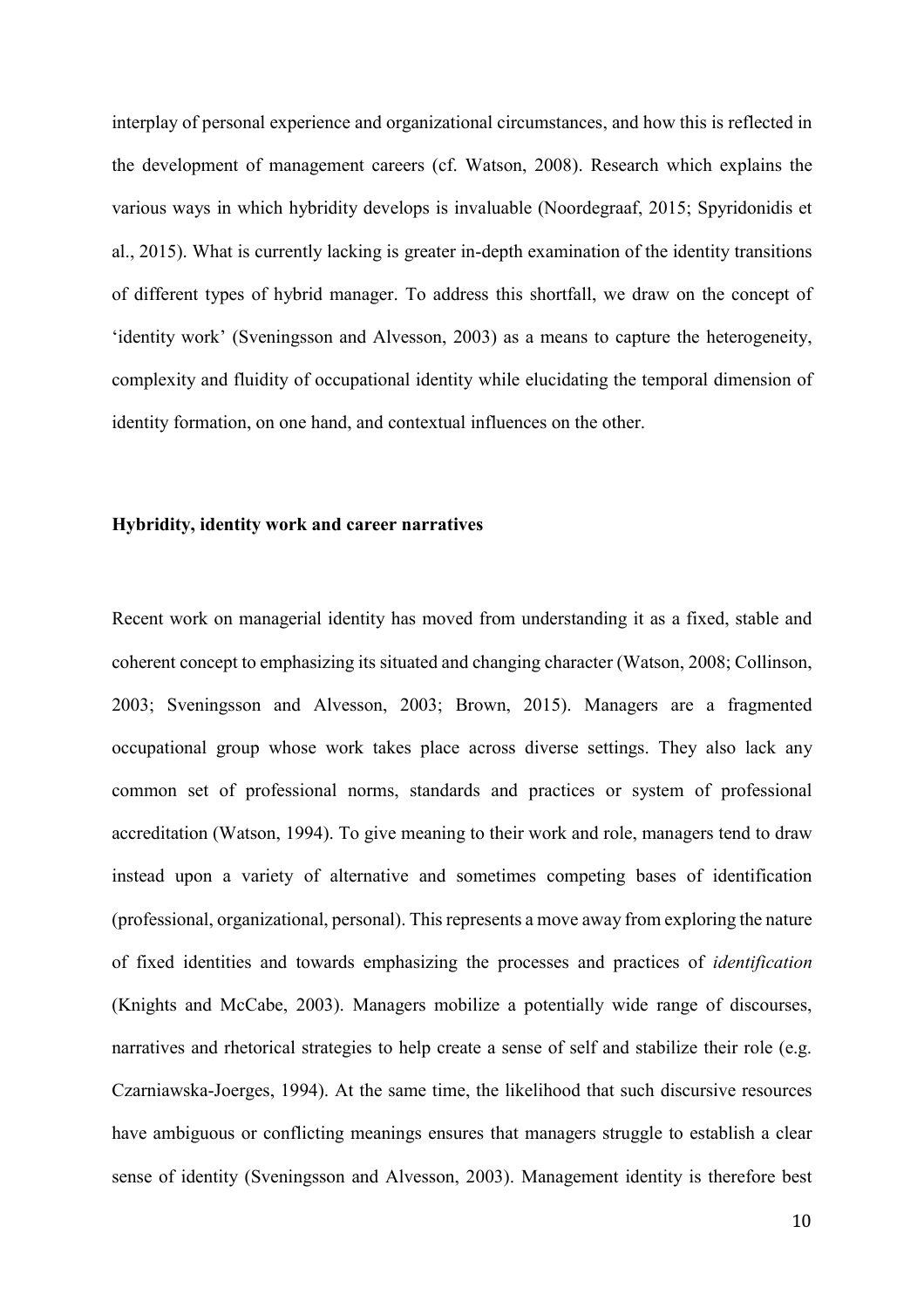interplay of personal experience and organizational circumstances, and how this is reflected in the development of management careers (cf. Watson, 2008). Research which explains the various ways in which hybridity develops is invaluable (Noordegraaf, 2015; Spyridonidis et al., 2015). What is currently lacking is greater in-depth examination of the identity transitions of different types of hybrid manager. To address this shortfall, we draw on the concept of 'identity work' (Sveningsson and Alvesson, 2003) as a means to capture the heterogeneity, complexity and fluidity of occupational identity while elucidating the temporal dimension of identity formation, on one hand, and contextual influences on the other.

**Hybridity, identity work and career narratives**

Recent work on managerial identity has moved from understanding it as a fixed, stable and coherent concept to emphasizing its situated and changing character (Watson, 2008; Collinson, 2003; Sveningsson and Alvesson, 2003; Brown, 2015). Managers are a fragmented occupational group whose work takes place across diverse settings. They also lack any common set of professional norms, standards and practices or system of professional accreditation (Watson, 1994). To give meaning to their work and role, managers tend to draw instead upon a variety of alternative and sometimes competing bases of identification (professional, organizational, personal). This represents a move away from exploring the nature of fixed identities and towards emphasizing the processes and practices of *identification* (Knights and McCabe, 2003). Managers mobilize a potentially wide range of discourses, narratives and rhetorical strategies to help create a sense of self and stabilize their role (e.g. Czarniawska-Joerges, 1994). At the same time, the likelihood that such discursive resources have ambiguous or conflicting meanings ensures that managers struggle to establish a clear sense of identity (Sveningsson and Alvesson, 2003). Management identity is therefore best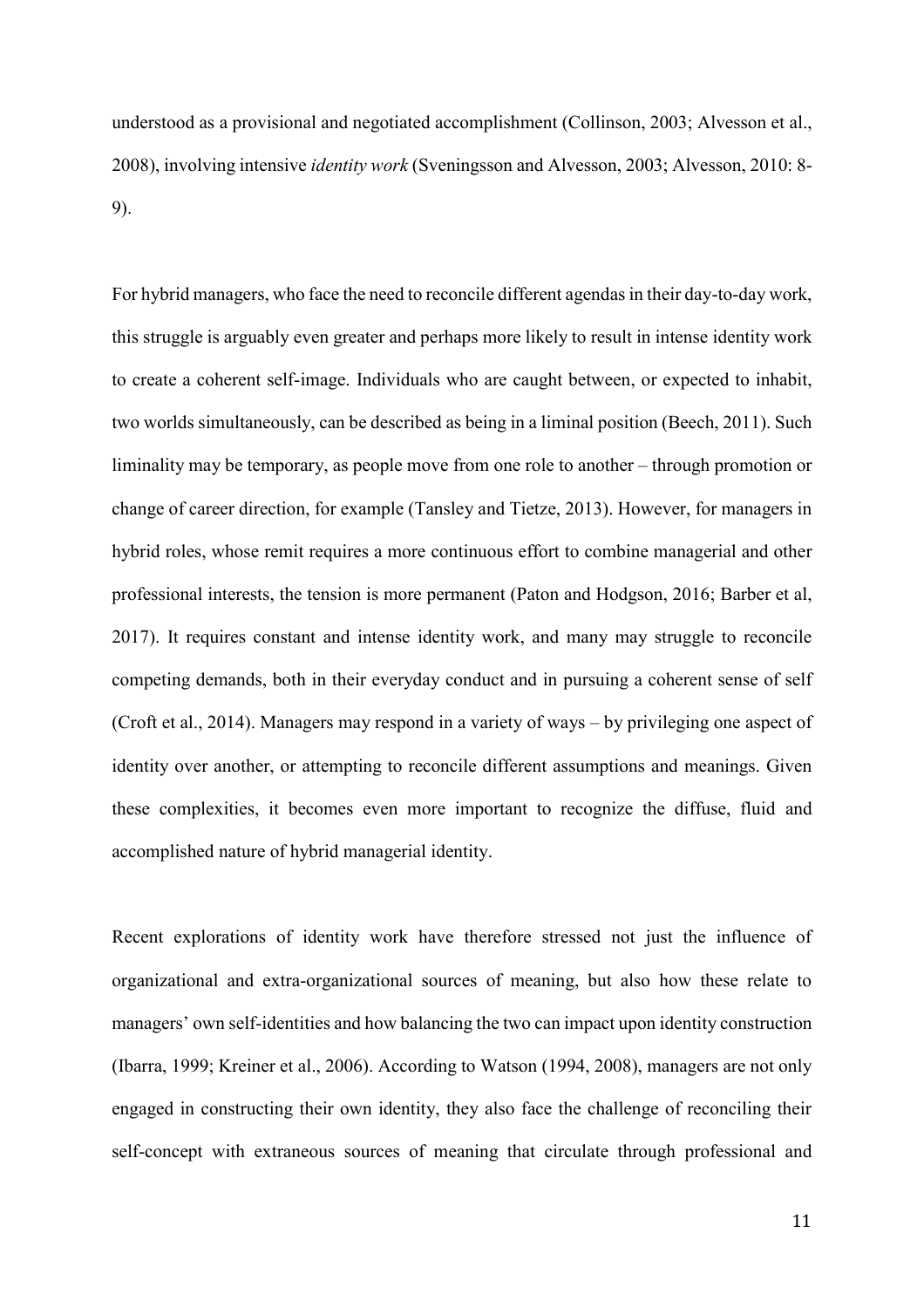understood as a provisional and negotiated accomplishment (Collinson, 2003; Alvesson et al., 2008), involving intensive *identity work* (Sveningsson and Alvesson, 2003; Alvesson, 2010: 8-9).

For hybrid managers, who face the need to reconcile different agendas in their day-to-day work, this struggle is arguably even greater and perhaps more likely to result in intense identity work to create a coherent self-image. Individuals who are caught between, or expected to inhabit, two worlds simultaneously, can be described as being in a liminal position (Beech, 2011). Such liminality may be temporary, as people move from one role to another – through promotion or change of career direction, for example (Tansley and Tietze, 2013). However, for managers in hybrid roles, whose remit requires a more continuous effort to combine managerial and other professional interests, the tension is more permanent (Paton and Hodgson, 2016; Barber et al, 2017). It requires constant and intense identity work, and many may struggle to reconcile competing demands, both in their everyday conduct and in pursuing a coherent sense of self (Croft et al., 2014). Managers may respond in a variety of ways – by privileging one aspect of identity over another, or attempting to reconcile different assumptions and meanings. Given these complexities, it becomes even more important to recognize the diffuse, fluid and accomplished nature of hybrid managerial identity.

Recent explorations of identity work have therefore stressed not just the influence of organizational and extra-organizational sources of meaning, but also how these relate to managers' own self-identities and how balancing the two can impact upon identity construction (Ibarra, 1999; Kreiner et al., 2006). According to Watson (1994, 2008), managers are not only engaged in constructing their own identity, they also face the challenge of reconciling their self-concept with extraneous sources of meaning that circulate through professional and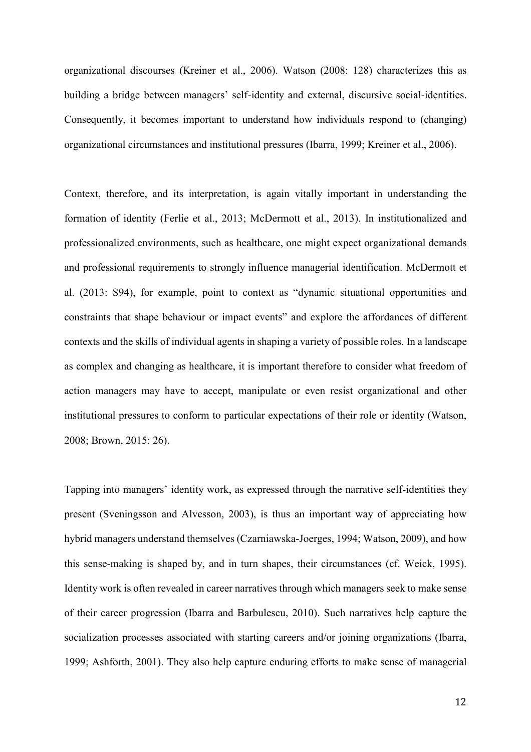organizational discourses (Kreiner et al., 2006). Watson (2008: 128) characterizes this as building a bridge between managers' self-identity and external, discursive social-identities. Consequently, it becomes important to understand how individuals respond to (changing) organizational circumstances and institutional pressures (Ibarra, 1999; Kreiner et al., 2006).

Context, therefore, and its interpretation, is again vitally important in understanding the formation of identity (Ferlie et al., 2013; McDermott et al., 2013). In institutionalized and professionalized environments, such as healthcare, one might expect organizational demands and professional requirements to strongly influence managerial identification. McDermott et al. (2013: S94), for example, point to context as "dynamic situational opportunities and constraints that shape behaviour or impact events" and explore the affordances of different contexts and the skills of individual agents in shaping a variety of possible roles. In a landscape as complex and changing as healthcare, it is important therefore to consider what freedom of action managers may have to accept, manipulate or even resist organizational and other institutional pressures to conform to particular expectations of their role or identity (Watson, 2008; Brown, 2015: 26).

Tapping into managers' identity work, as expressed through the narrative self-identities they present (Sveningsson and Alvesson, 2003), is thus an important way of appreciating how hybrid managers understand themselves (Czarniawska-Joerges, 1994; Watson, 2009), and how this sense-making is shaped by, and in turn shapes, their circumstances (cf. Weick, 1995). Identity work is often revealed in career narratives through which managers seek to make sense of their career progression (Ibarra and Barbulescu, 2010). Such narratives help capture the socialization processes associated with starting careers and/or joining organizations (Ibarra, 1999; Ashforth, 2001). They also help capture enduring efforts to make sense of managerial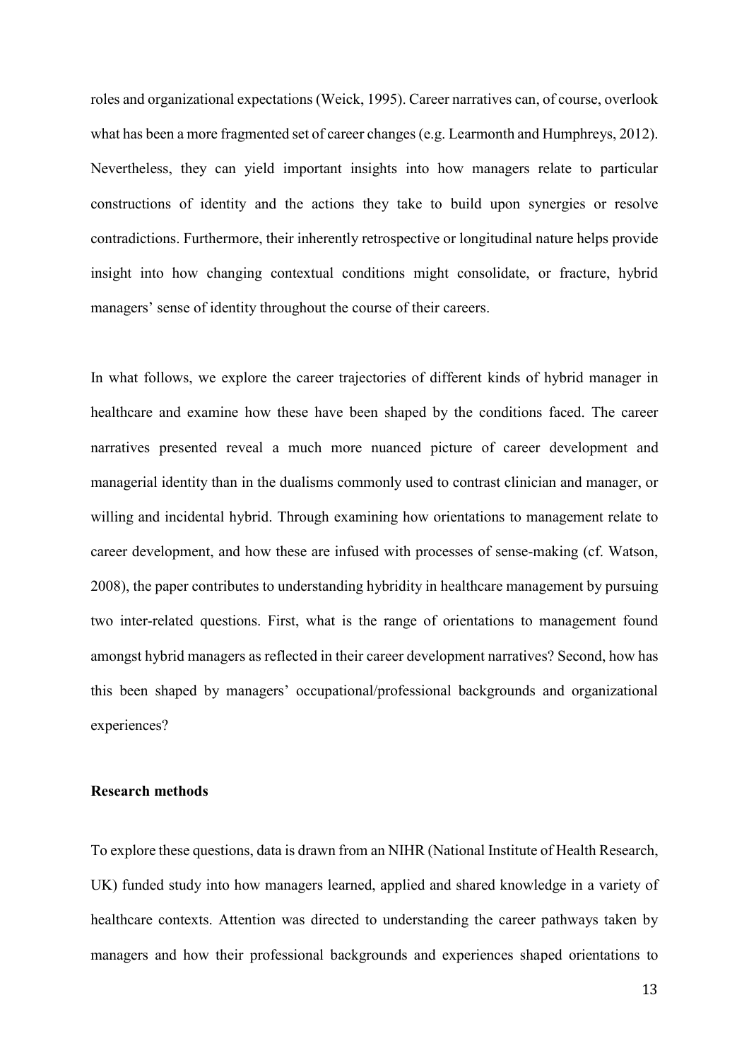roles and organizational expectations (Weick, 1995). Career narratives can, of course, overlook what has been a more fragmented set of career changes (e.g. Learmonth and Humphreys, 2012). Nevertheless, they can yield important insights into how managers relate to particular constructions of identity and the actions they take to build upon synergies or resolve contradictions. Furthermore, their inherently retrospective or longitudinal nature helps provide insight into how changing contextual conditions might consolidate, or fracture, hybrid managers' sense of identity throughout the course of their careers.

In what follows, we explore the career trajectories of different kinds of hybrid manager in healthcare and examine how these have been shaped by the conditions faced. The career narratives presented reveal a much more nuanced picture of career development and managerial identity than in the dualisms commonly used to contrast clinician and manager, or willing and incidental hybrid. Through examining how orientations to management relate to career development, and how these are infused with processes of sense-making (cf. Watson, 2008), the paper contributes to understanding hybridity in healthcare management by pursuing two inter-related questions. First, what is the range of orientations to management found amongst hybrid managers as reflected in their career development narratives? Second, how has this been shaped by managers' occupational/professional backgrounds and organizational experiences?

**Research methods**

To explore these questions, data is drawn from an NIHR (National Institute of Health Research, UK) funded study into how managers learned, applied and shared knowledge in a variety of healthcare contexts. Attention was directed to understanding the career pathways taken by managers and how their professional backgrounds and experiences shaped orientations to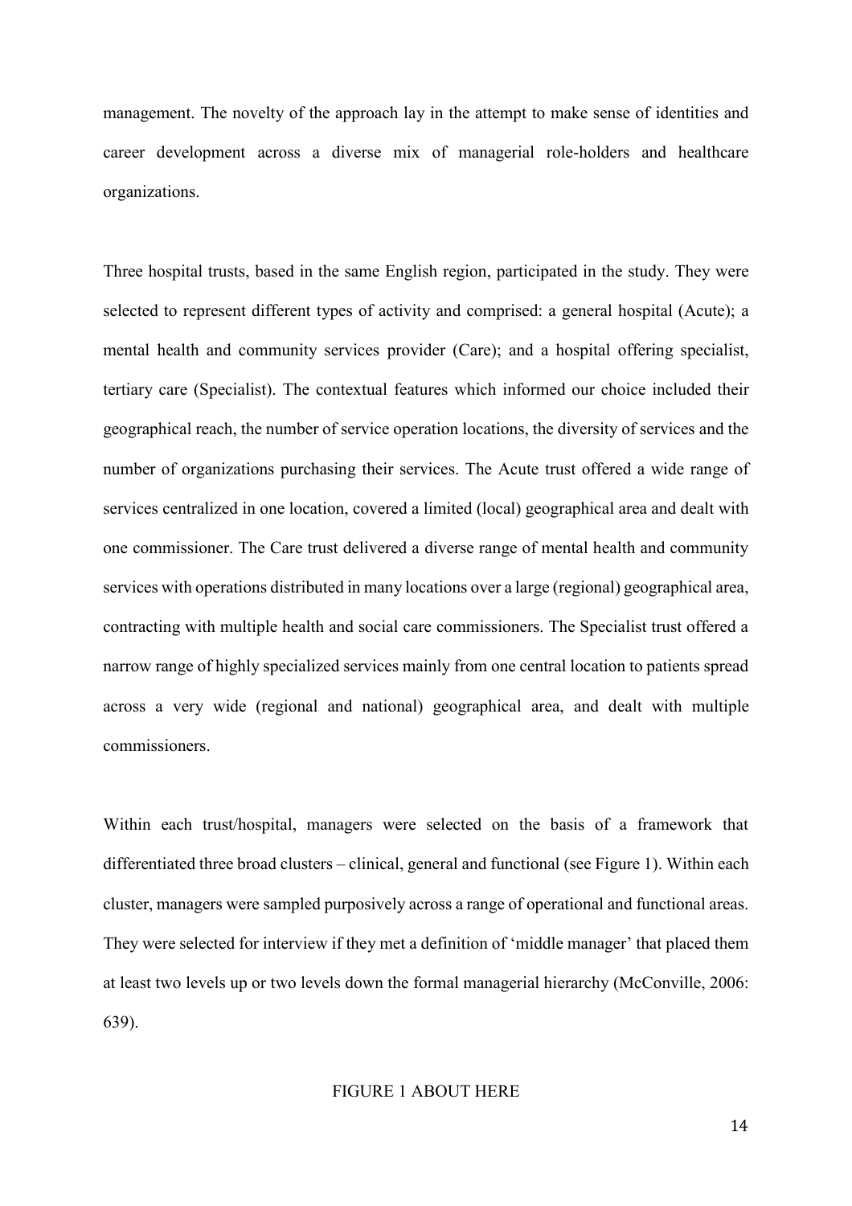management. The novelty of the approach lay in the attempt to make sense of identities and career development across a diverse mix of managerial role-holders and healthcare organizations.

Three hospital trusts, based in the same English region, participated in the study. They were selected to represent different types of activity and comprised: a general hospital (Acute); a mental health and community services provider (Care); and a hospital offering specialist, tertiary care (Specialist). The contextual features which informed our choice included their geographical reach, the number of service operation locations, the diversity of services and the number of organizations purchasing their services. The Acute trust offered a wide range of services centralized in one location, covered a limited (local) geographical area and dealt with one commissioner. The Care trust delivered a diverse range of mental health and community services with operations distributed in many locations over a large (regional) geographical area, contracting with multiple health and social care commissioners. The Specialist trust offered a narrow range of highly specialized services mainly from one central location to patients spread across a very wide (regional and national) geographical area, and dealt with multiple commissioners.

Within each trust/hospital, managers were selected on the basis of a framework that differentiated three broad clusters – clinical, general and functional (see Figure 1). Within each cluster, managers were sampled purposively across a range of operational and functional areas. They were selected for interview if they met a definition of 'middle manager' that placed them at least two levels up or two levels down the formal managerial hierarchy (McConville, 2006: 639).

FIGURE 1 ABOUT HERE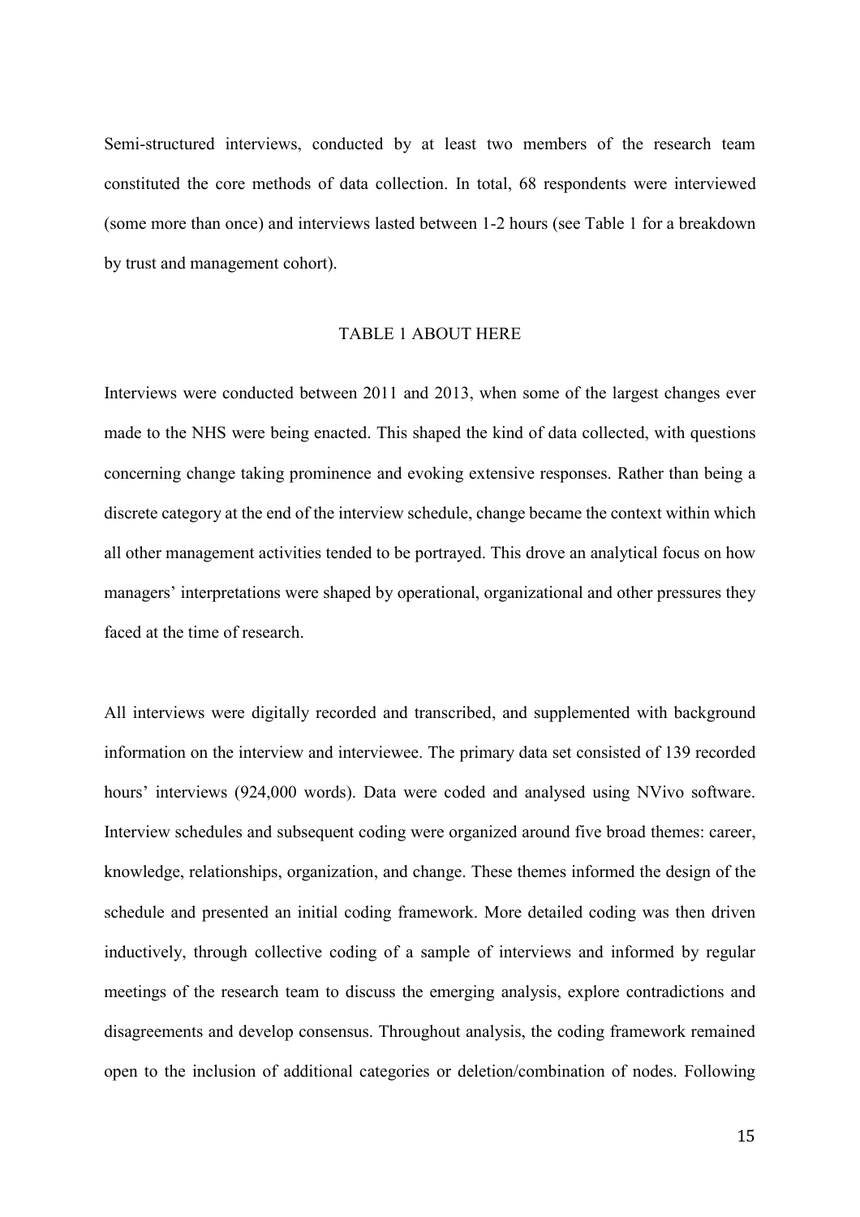Semi-structured interviews, conducted by at least two members of the research team constituted the core methods of data collection. In total, 68 respondents were interviewed (some more than once) and interviews lasted between 1-2 hours (see Table 1 for a breakdown by trust and management cohort).

TABLE 1 ABOUT HERE

Interviews were conducted between 2011 and 2013, when some of the largest changes ever made to the NHS were being enacted. This shaped the kind of data collected, with questions concerning change taking prominence and evoking extensive responses. Rather than being a discrete category at the end of the interview schedule, change became the context within which all other management activities tended to be portrayed. This drove an analytical focus on how managers' interpretations were shaped by operational, organizational and other pressures they faced at the time of research.

All interviews were digitally recorded and transcribed, and supplemented with background information on the interview and interviewee. The primary data set consisted of 139 recorded hours' interviews (924,000 words). Data were coded and analysed using NVivo software. Interview schedules and subsequent coding were organized around five broad themes: career, knowledge, relationships, organization, and change. These themes informed the design of the schedule and presented an initial coding framework. More detailed coding was then driven inductively, through collective coding of a sample of interviews and informed by regular meetings of the research team to discuss the emerging analysis, explore contradictions and disagreements and develop consensus. Throughout analysis, the coding framework remained open to the inclusion of additional categories or deletion/combination of nodes. Following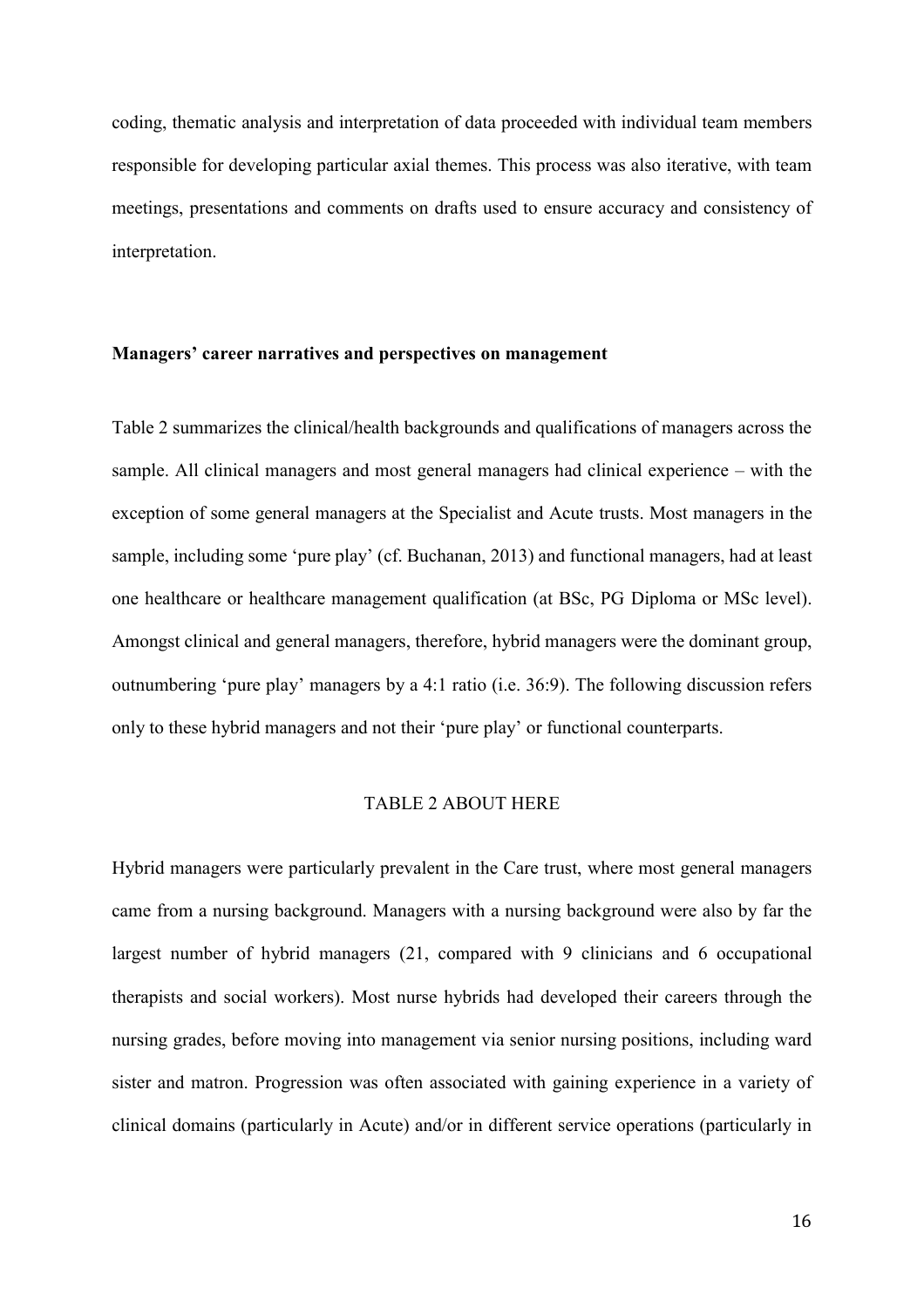coding, thematic analysis and interpretation of data proceeded with individual team members responsible for developing particular axial themes. This process was also iterative, with team meetings, presentations and comments on drafts used to ensure accuracy and consistency of interpretation.

## Managers' career narratives and perspectives on management

Table 2 summarizes the clinical/health backgrounds and qualifications of managers across the sample. All clinical managers and most general managers had clinical experience – with the exception of some general managers at the Specialist and Acute trusts. Most managers in the sample, including some 'pure play' (cf. Buchanan, 2013) and functional managers, had at least one healthcare or healthcare management qualification (at BSc, PG Diploma or MSc level). Amongst clinical and general managers, therefore, hybrid managers were the dominant group, outnumbering 'pure play' managers by a 4:1 ratio (i.e. 36:9). The following discussion refers only to these hybrid managers and not their 'pure play' or functional counterparts.

TABLE 2 ABOUT HERE

Hybrid managers were particularly prevalent in the Care trust, where most general managers came from a nursing background. Managers with a nursing background were also by far the largest number of hybrid managers (21, compared with 9 clinicians and 6 occupational therapists and social workers). Most nurse hybrids had developed their careers through the nursing grades, before moving into management via senior nursing positions, including ward sister and matron. Progression was often associated with gaining experience in a variety of clinical domains (particularly in Acute) and/or in different service operations (particularly in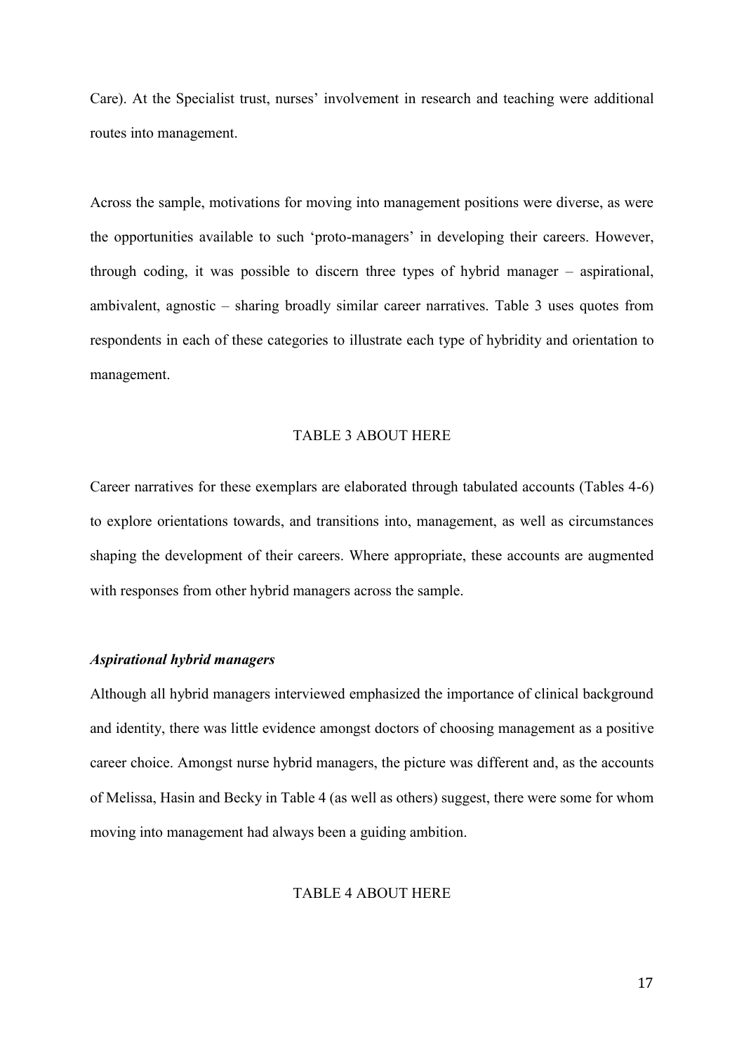Care). At the Specialist trust, nurses' involvement in research and teaching were additional routes into management.

Across the sample, motivations for moving into management positions were diverse, as were the opportunities available to such 'proto-managers' in developing their careers. However, through coding, it was possible to discern three types of hybrid manager – aspirational, ambivalent, agnostic – sharing broadly similar career narratives. Table 3 uses quotes from respondents in each of these categories to illustrate each type of hybridity and orientation to management.

TABLE 3 ABOUT HERE

Career narratives for these exemplars are elaborated through tabulated accounts (Tables 4-6) to explore orientations towards, and transitions into, management, as well as circumstances shaping the development of their careers. Where appropriate, these accounts are augmented with responses from other hybrid managers across the sample.

***Aspirational hybrid managers***

Although all hybrid managers interviewed emphasized the importance of clinical background and identity, there was little evidence amongst doctors of choosing management as a positive career choice. Amongst nurse hybrid managers, the picture was different and, as the accounts of Melissa, Hasin and Becky in Table 4 (as well as others) suggest, there were some for whom moving into management had always been a guiding ambition.

TABLE 4 ABOUT HERE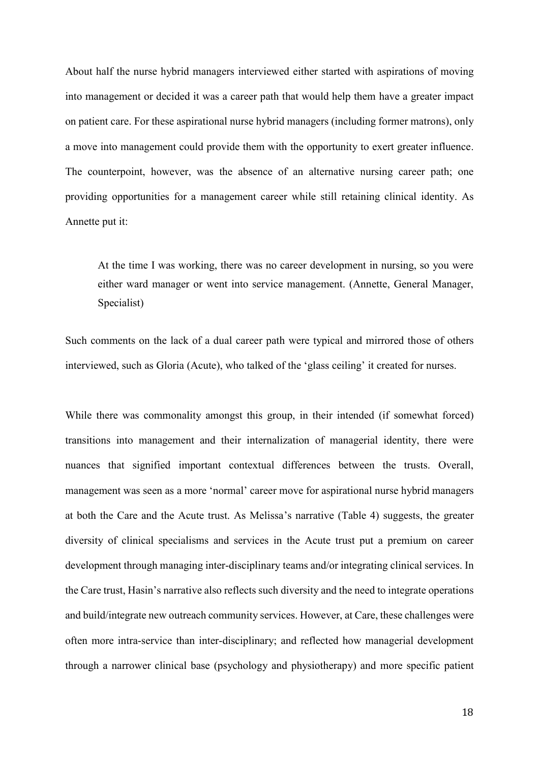About half the nurse hybrid managers interviewed either started with aspirations of moving into management or decided it was a career path that would help them have a greater impact on patient care. For these aspirational nurse hybrid managers (including former matrons), only a move into management could provide them with the opportunity to exert greater influence. The counterpoint, however, was the absence of an alternative nursing career path; one providing opportunities for a management career while still retaining clinical identity. As Annette put it:

> At the time I was working, there was no career development in nursing, so you were either ward manager or went into service management. (Annette, General Manager, Specialist)

Such comments on the lack of a dual career path were typical and mirrored those of others interviewed, such as Gloria (Acute), who talked of the 'glass ceiling' it created for nurses.

While there was commonality amongst this group, in their intended (if somewhat forced) transitions into management and their internalization of managerial identity, there were nuances that signified important contextual differences between the trusts. Overall, management was seen as a more 'normal' career move for aspirational nurse hybrid managers at both the Care and the Acute trust. As Melissa's narrative (Table 4) suggests, the greater diversity of clinical specialisms and services in the Acute trust put a premium on career development through managing inter-disciplinary teams and/or integrating clinical services. In the Care trust, Hasin's narrative also reflects such diversity and the need to integrate operations and build/integrate new outreach community services. However, at Care, these challenges were often more intra-service than inter-disciplinary; and reflected how managerial development through a narrower clinical base (psychology and physiotherapy) and more specific patient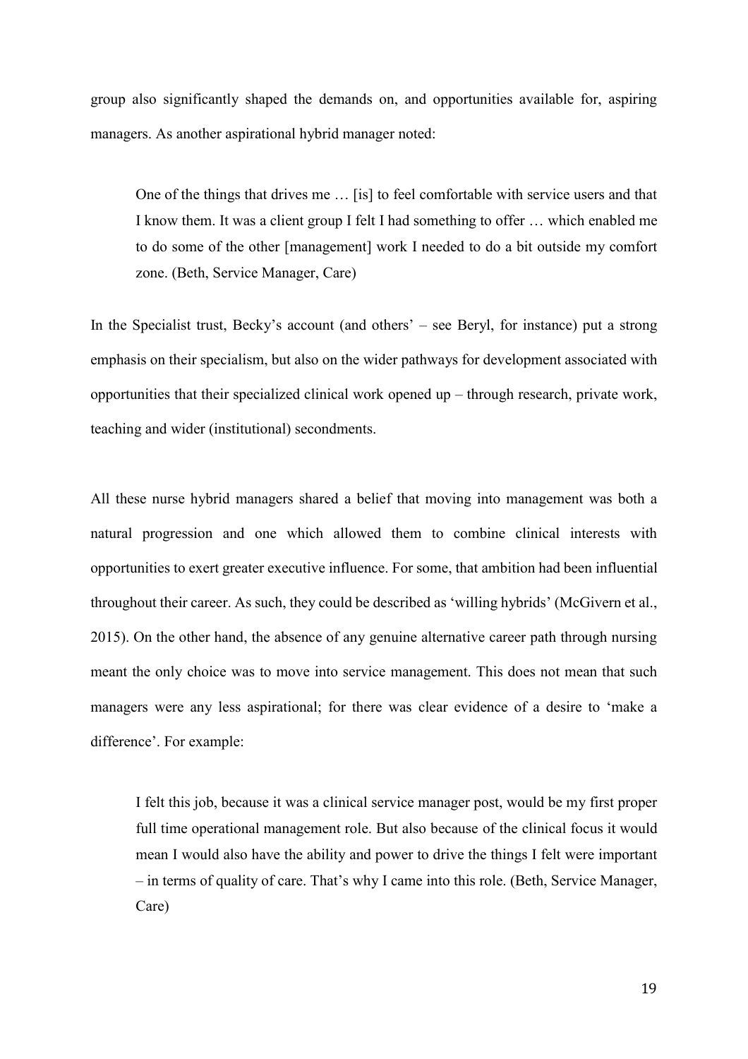group also significantly shaped the demands on, and opportunities available for, aspiring managers. As another aspirational hybrid manager noted:

> One of the things that drives me … [is] to feel comfortable with service users and that I know them. It was a client group I felt I had something to offer … which enabled me to do some of the other [management] work I needed to do a bit outside my comfort zone. (Beth, Service Manager, Care)

In the Specialist trust, Becky's account (and others' – see Beryl, for instance) put a strong emphasis on their specialism, but also on the wider pathways for development associated with opportunities that their specialized clinical work opened up – through research, private work, teaching and wider (institutional) secondments.

All these nurse hybrid managers shared a belief that moving into management was both a natural progression and one which allowed them to combine clinical interests with opportunities to exert greater executive influence. For some, that ambition had been influential throughout their career. As such, they could be described as 'willing hybrids' (McGivern et al., 2015). On the other hand, the absence of any genuine alternative career path through nursing meant the only choice was to move into service management. This does not mean that such managers were any less aspirational; for there was clear evidence of a desire to 'make a difference'. For example:

> I felt this job, because it was a clinical service manager post, would be my first proper full time operational management role. But also because of the clinical focus it would mean I would also have the ability and power to drive the things I felt were important – in terms of quality of care. That's why I came into this role. (Beth, Service Manager, Care)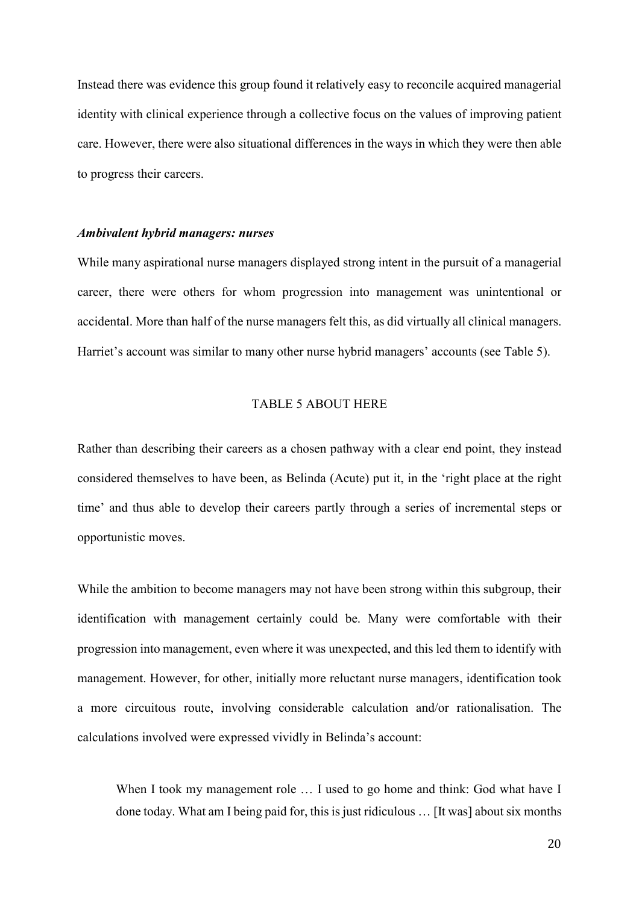Instead there was evidence this group found it relatively easy to reconcile acquired managerial identity with clinical experience through a collective focus on the values of improving patient care. However, there were also situational differences in the ways in which they were then able to progress their careers.

### *Ambivalent hybrid managers: nurses*

While many aspirational nurse managers displayed strong intent in the pursuit of a managerial career, there were others for whom progression into management was unintentional or accidental. More than half of the nurse managers felt this, as did virtually all clinical managers. Harriet's account was similar to many other nurse hybrid managers' accounts (see Table 5).

TABLE 5 ABOUT HERE

Rather than describing their careers as a chosen pathway with a clear end point, they instead considered themselves to have been, as Belinda (Acute) put it, in the 'right place at the right time' and thus able to develop their careers partly through a series of incremental steps or opportunistic moves.

While the ambition to become managers may not have been strong within this subgroup, their identification with management certainly could be. Many were comfortable with their progression into management, even where it was unexpected, and this led them to identify with management. However, for other, initially more reluctant nurse managers, identification took a more circuitous route, involving considerable calculation and/or rationalisation. The calculations involved were expressed vividly in Belinda's account:

> When I took my management role … I used to go home and think: God what have I done today. What am I being paid for, this is just ridiculous … [It was] about six months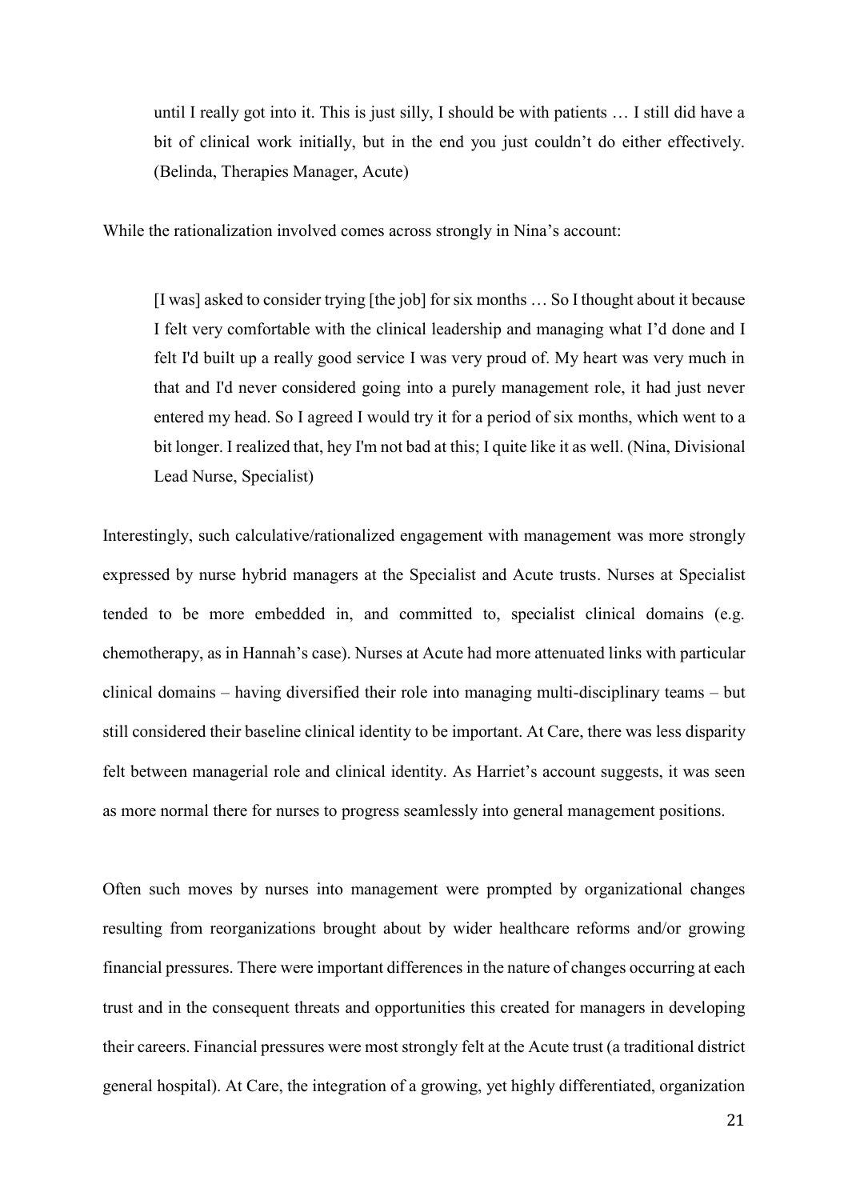> until I really got into it. This is just silly, I should be with patients … I still did have a bit of clinical work initially, but in the end you just couldn't do either effectively. (Belinda, Therapies Manager, Acute)

While the rationalization involved comes across strongly in Nina's account:

> [I was] asked to consider trying [the job] for six months … So I thought about it because I felt very comfortable with the clinical leadership and managing what I'd done and I felt I'd built up a really good service I was very proud of. My heart was very much in that and I'd never considered going into a purely management role, it had just never entered my head. So I agreed I would try it for a period of six months, which went to a bit longer. I realized that, hey I'm not bad at this; I quite like it as well. (Nina, Divisional Lead Nurse, Specialist)

Interestingly, such calculative/rationalized engagement with management was more strongly expressed by nurse hybrid managers at the Specialist and Acute trusts. Nurses at Specialist tended to be more embedded in, and committed to, specialist clinical domains (e.g. chemotherapy, as in Hannah's case). Nurses at Acute had more attenuated links with particular clinical domains – having diversified their role into managing multi-disciplinary teams – but still considered their baseline clinical identity to be important. At Care, there was less disparity felt between managerial role and clinical identity. As Harriet's account suggests, it was seen as more normal there for nurses to progress seamlessly into general management positions.

Often such moves by nurses into management were prompted by organizational changes resulting from reorganizations brought about by wider healthcare reforms and/or growing financial pressures. There were important differences in the nature of changes occurring at each trust and in the consequent threats and opportunities this created for managers in developing their careers. Financial pressures were most strongly felt at the Acute trust (a traditional district general hospital). At Care, the integration of a growing, yet highly differentiated, organization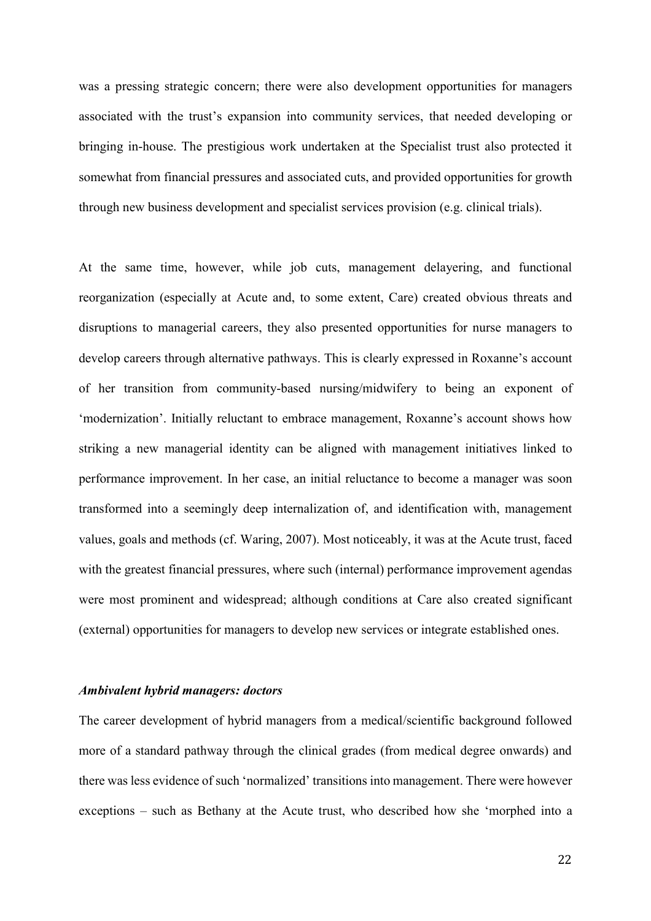was a pressing strategic concern; there were also development opportunities for managers associated with the trust's expansion into community services, that needed developing or bringing in-house. The prestigious work undertaken at the Specialist trust also protected it somewhat from financial pressures and associated cuts, and provided opportunities for growth through new business development and specialist services provision (e.g. clinical trials).

At the same time, however, while job cuts, management delayering, and functional reorganization (especially at Acute and, to some extent, Care) created obvious threats and disruptions to managerial careers, they also presented opportunities for nurse managers to develop careers through alternative pathways. This is clearly expressed in Roxanne's account of her transition from community-based nursing/midwifery to being an exponent of 'modernization'. Initially reluctant to embrace management, Roxanne's account shows how striking a new managerial identity can be aligned with management initiatives linked to performance improvement. In her case, an initial reluctance to become a manager was soon transformed into a seemingly deep internalization of, and identification with, management values, goals and methods (cf. Waring, 2007). Most noticeably, it was at the Acute trust, faced with the greatest financial pressures, where such (internal) performance improvement agendas were most prominent and widespread; although conditions at Care also created significant (external) opportunities for managers to develop new services or integrate established ones.

### *Ambivalent hybrid managers: doctors*

The career development of hybrid managers from a medical/scientific background followed more of a standard pathway through the clinical grades (from medical degree onwards) and there was less evidence of such 'normalized' transitions into management. There were however exceptions – such as Bethany at the Acute trust, who described how she 'morphed into a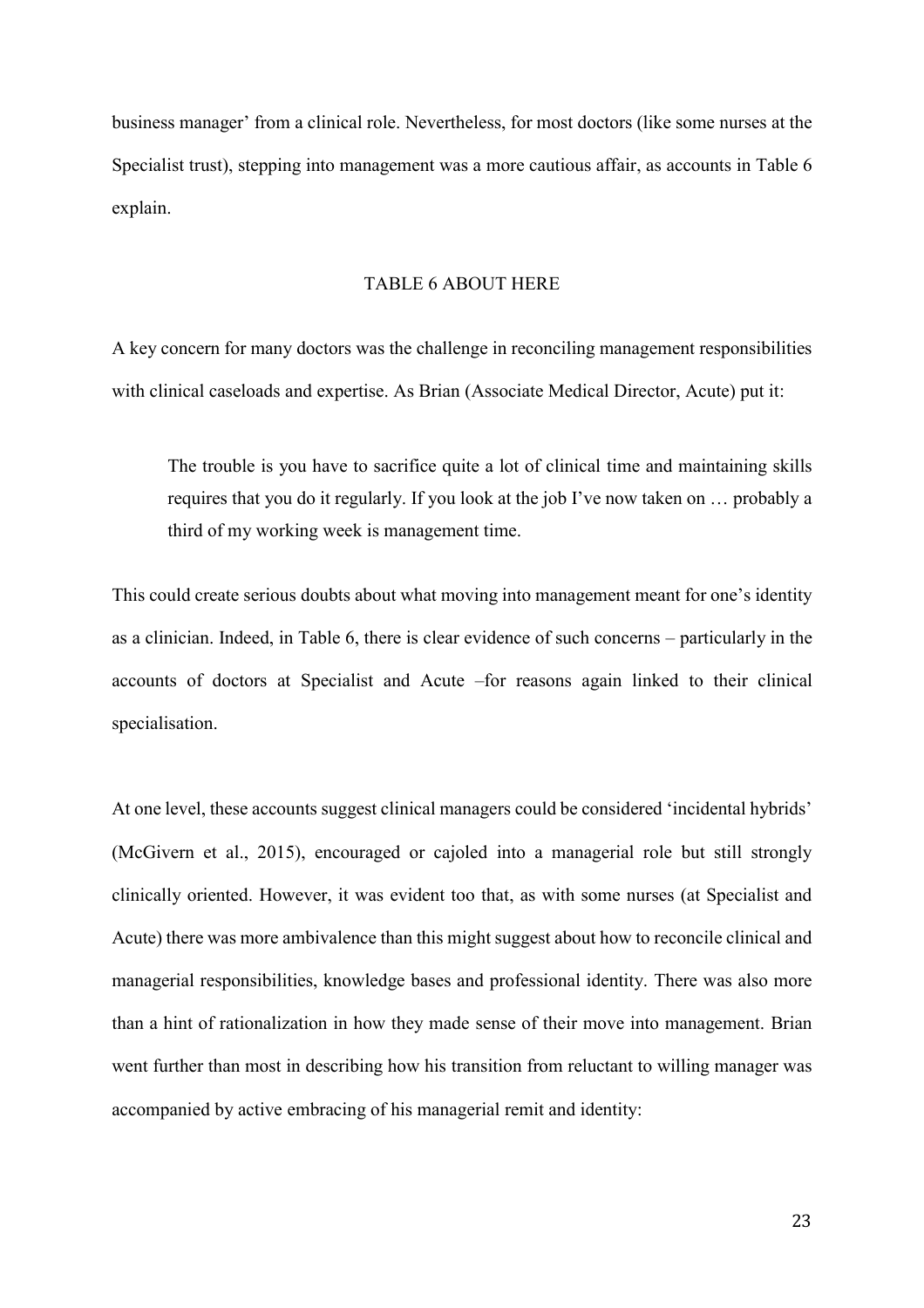business manager' from a clinical role. Nevertheless, for most doctors (like some nurses at the Specialist trust), stepping into management was a more cautious affair, as accounts in Table 6 explain.

TABLE 6 ABOUT HERE

A key concern for many doctors was the challenge in reconciling management responsibilities with clinical caseloads and expertise. As Brian (Associate Medical Director, Acute) put it:

> The trouble is you have to sacrifice quite a lot of clinical time and maintaining skills requires that you do it regularly. If you look at the job I've now taken on … probably a third of my working week is management time.

This could create serious doubts about what moving into management meant for one's identity as a clinician. Indeed, in Table 6, there is clear evidence of such concerns – particularly in the accounts of doctors at Specialist and Acute –for reasons again linked to their clinical specialisation.

At one level, these accounts suggest clinical managers could be considered 'incidental hybrids' (McGivern et al., 2015), encouraged or cajoled into a managerial role but still strongly clinically oriented. However, it was evident too that, as with some nurses (at Specialist and Acute) there was more ambivalence than this might suggest about how to reconcile clinical and managerial responsibilities, knowledge bases and professional identity. There was also more than a hint of rationalization in how they made sense of their move into management. Brian went further than most in describing how his transition from reluctant to willing manager was accompanied by active embracing of his managerial remit and identity: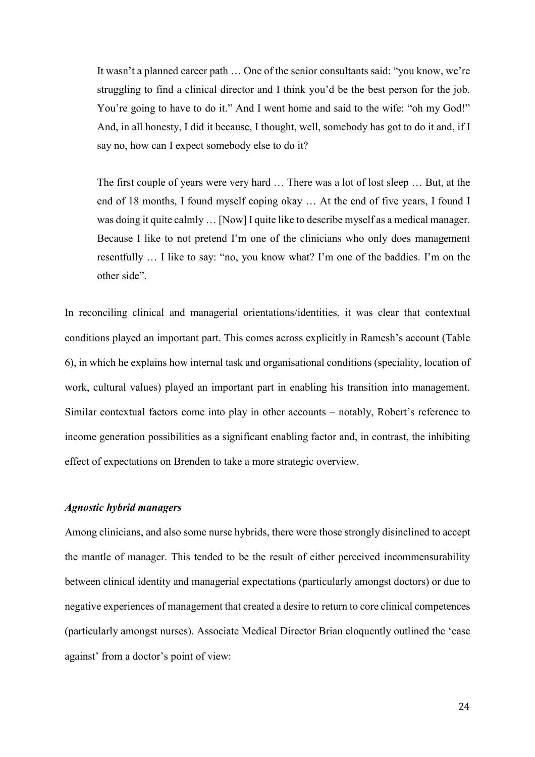> It wasn't a planned career path … One of the senior consultants said: "you know, we're struggling to find a clinical director and I think you'd be the best person for the job. You're going to have to do it." And I went home and said to the wife: "oh my God!" And, in all honesty, I did it because, I thought, well, somebody has got to do it and, if I say no, how can I expect somebody else to do it?
>
> The first couple of years were very hard … There was a lot of lost sleep … But, at the end of 18 months, I found myself coping okay … At the end of five years, I found I was doing it quite calmly … [Now] I quite like to describe myself as a medical manager. Because I like to not pretend I'm one of the clinicians who only does management resentfully … I like to say: "no, you know what? I'm one of the baddies. I'm on the other side".

In reconciling clinical and managerial orientations/identities, it was clear that contextual conditions played an important part. This comes across explicitly in Ramesh's account (Table 6), in which he explains how internal task and organisational conditions (speciality, location of work, cultural values) played an important part in enabling his transition into management. Similar contextual factors come into play in other accounts – notably, Robert's reference to income generation possibilities as a significant enabling factor and, in contrast, the inhibiting effect of expectations on Brenden to take a more strategic overview.

### *Agnostic hybrid managers*

Among clinicians, and also some nurse hybrids, there were those strongly disinclined to accept the mantle of manager. This tended to be the result of either perceived incommensurability between clinical identity and managerial expectations (particularly amongst doctors) or due to negative experiences of management that created a desire to return to core clinical competences (particularly amongst nurses). Associate Medical Director Brian eloquently outlined the 'case against' from a doctor's point of view: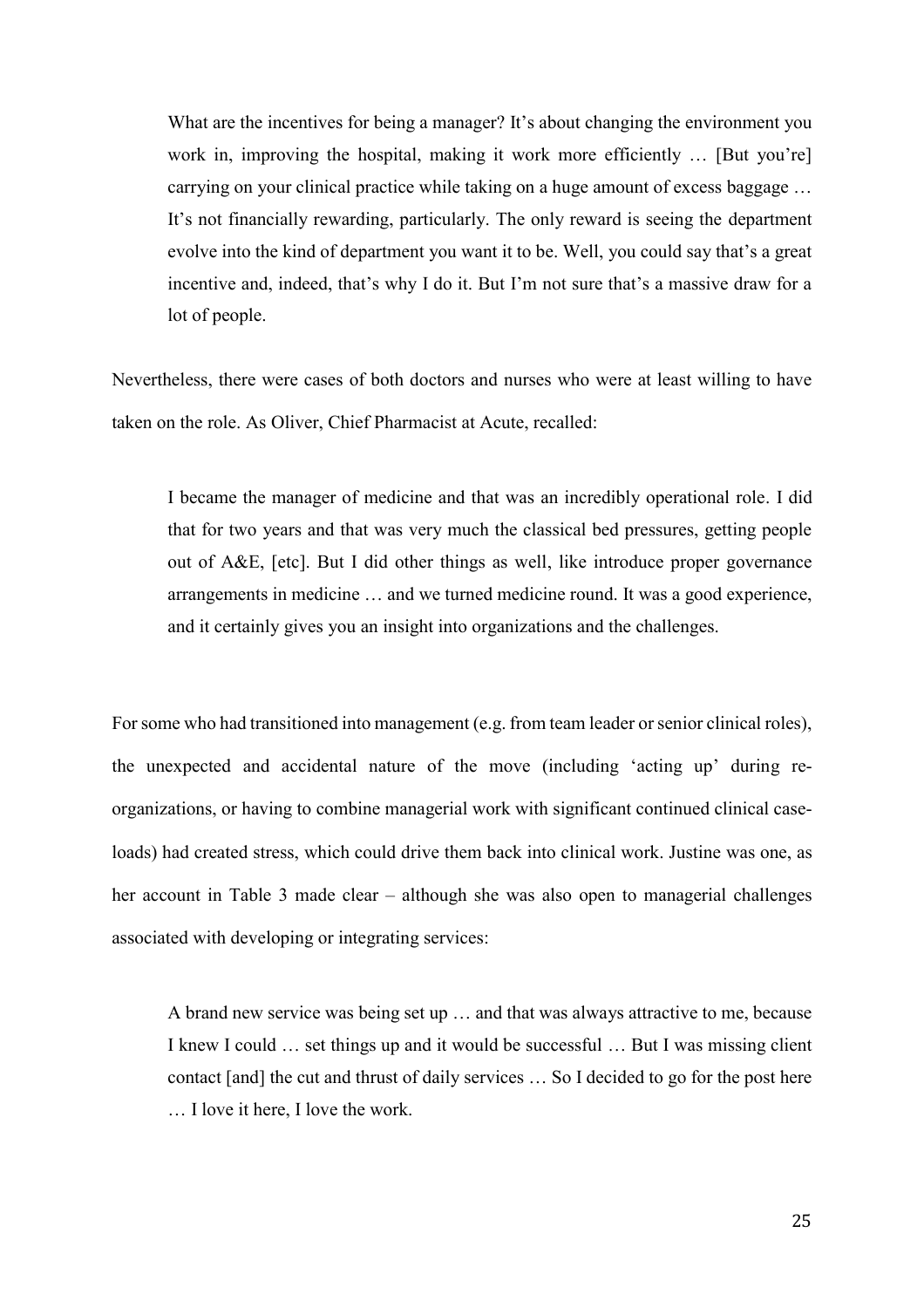> What are the incentives for being a manager? It's about changing the environment you work in, improving the hospital, making it work more efficiently … [But you're] carrying on your clinical practice while taking on a huge amount of excess baggage … It's not financially rewarding, particularly. The only reward is seeing the department evolve into the kind of department you want it to be. Well, you could say that's a great incentive and, indeed, that's why I do it. But I'm not sure that's a massive draw for a lot of people.

Nevertheless, there were cases of both doctors and nurses who were at least willing to have taken on the role. As Oliver, Chief Pharmacist at Acute, recalled:

> I became the manager of medicine and that was an incredibly operational role. I did that for two years and that was very much the classical bed pressures, getting people out of A&E, [etc]. But I did other things as well, like introduce proper governance arrangements in medicine … and we turned medicine round. It was a good experience, and it certainly gives you an insight into organizations and the challenges.

For some who had transitioned into management (e.g. from team leader or senior clinical roles), the unexpected and accidental nature of the move (including 'acting up' during re-organizations, or having to combine managerial work with significant continued clinical case-loads) had created stress, which could drive them back into clinical work. Justine was one, as her account in Table 3 made clear – although she was also open to managerial challenges associated with developing or integrating services:

> A brand new service was being set up … and that was always attractive to me, because I knew I could … set things up and it would be successful … But I was missing client contact [and] the cut and thrust of daily services … So I decided to go for the post here … I love it here, I love the work.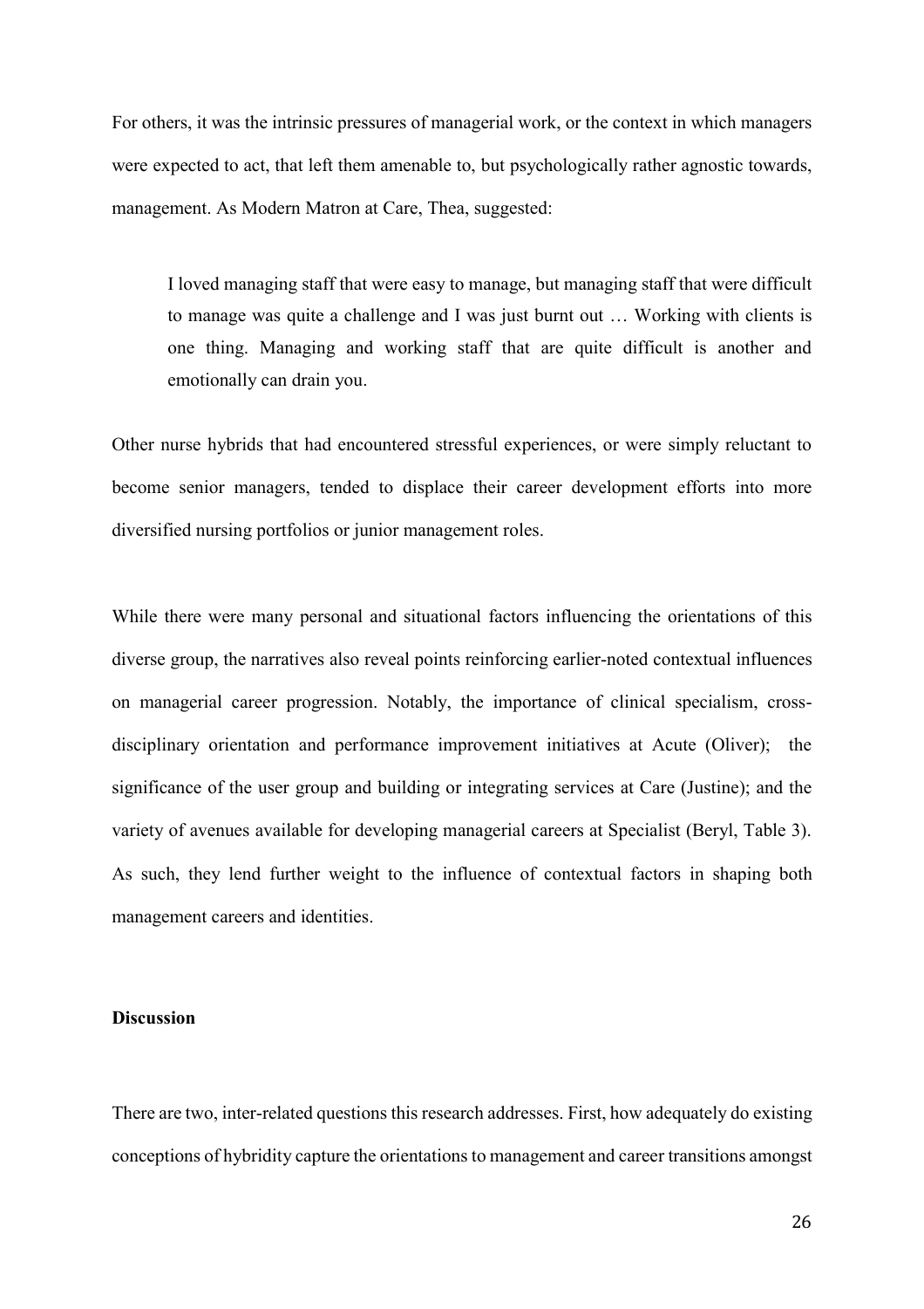For others, it was the intrinsic pressures of managerial work, or the context in which managers were expected to act, that left them amenable to, but psychologically rather agnostic towards, management. As Modern Matron at Care, Thea, suggested:

> I loved managing staff that were easy to manage, but managing staff that were difficult to manage was quite a challenge and I was just burnt out … Working with clients is one thing. Managing and working staff that are quite difficult is another and emotionally can drain you.

Other nurse hybrids that had encountered stressful experiences, or were simply reluctant to become senior managers, tended to displace their career development efforts into more diversified nursing portfolios or junior management roles.

While there were many personal and situational factors influencing the orientations of this diverse group, the narratives also reveal points reinforcing earlier-noted contextual influences on managerial career progression. Notably, the importance of clinical specialism, cross-disciplinary orientation and performance improvement initiatives at Acute (Oliver); the significance of the user group and building or integrating services at Care (Justine); and the variety of avenues available for developing managerial careers at Specialist (Beryl, Table 3). As such, they lend further weight to the influence of contextual factors in shaping both management careers and identities.

**Discussion**

There are two, inter-related questions this research addresses. First, how adequately do existing conceptions of hybridity capture the orientations to management and career transitions amongst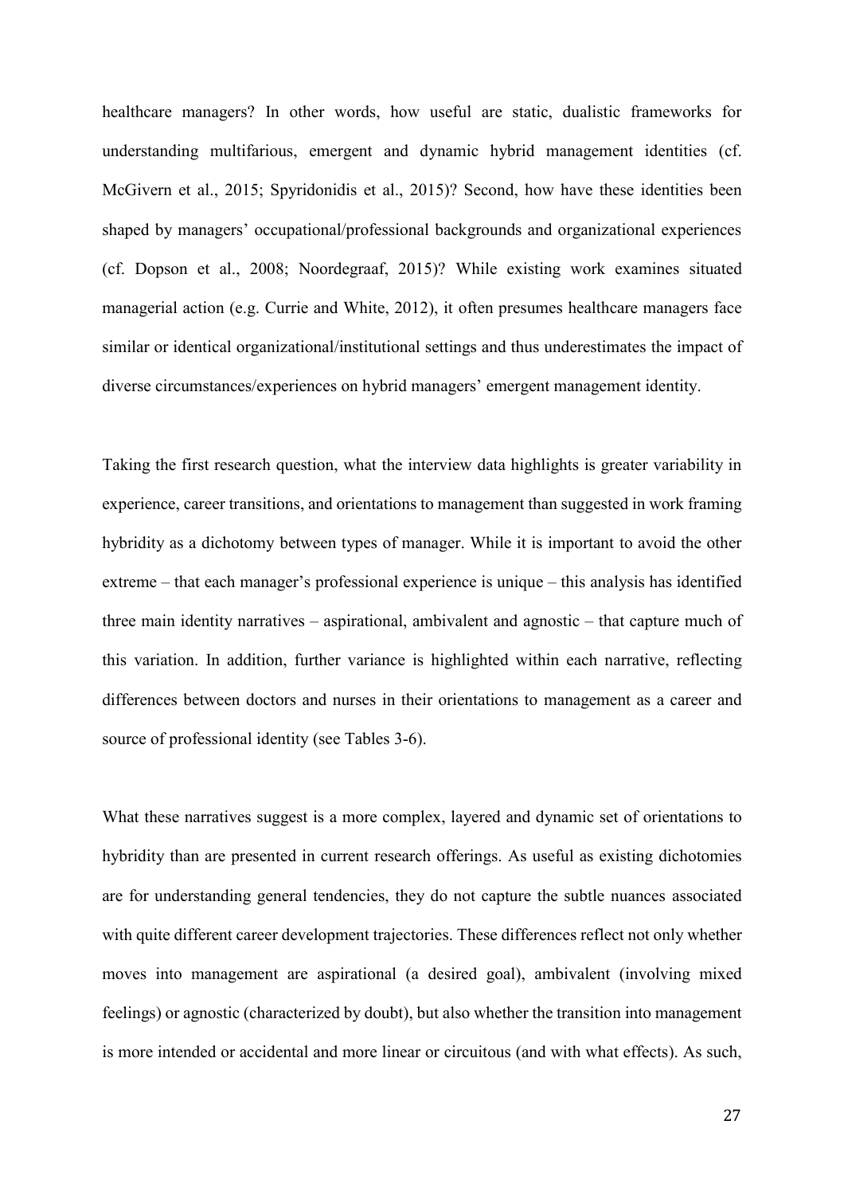healthcare managers? In other words, how useful are static, dualistic frameworks for understanding multifarious, emergent and dynamic hybrid management identities (cf. McGivern et al., 2015; Spyridonidis et al., 2015)? Second, how have these identities been shaped by managers' occupational/professional backgrounds and organizational experiences (cf. Dopson et al., 2008; Noordegraaf, 2015)? While existing work examines situated managerial action (e.g. Currie and White, 2012), it often presumes healthcare managers face similar or identical organizational/institutional settings and thus underestimates the impact of diverse circumstances/experiences on hybrid managers' emergent management identity.

Taking the first research question, what the interview data highlights is greater variability in experience, career transitions, and orientations to management than suggested in work framing hybridity as a dichotomy between types of manager. While it is important to avoid the other extreme – that each manager's professional experience is unique – this analysis has identified three main identity narratives – aspirational, ambivalent and agnostic – that capture much of this variation. In addition, further variance is highlighted within each narrative, reflecting differences between doctors and nurses in their orientations to management as a career and source of professional identity (see Tables 3-6).

What these narratives suggest is a more complex, layered and dynamic set of orientations to hybridity than are presented in current research offerings. As useful as existing dichotomies are for understanding general tendencies, they do not capture the subtle nuances associated with quite different career development trajectories. These differences reflect not only whether moves into management are aspirational (a desired goal), ambivalent (involving mixed feelings) or agnostic (characterized by doubt), but also whether the transition into management is more intended or accidental and more linear or circuitous (and with what effects). As such,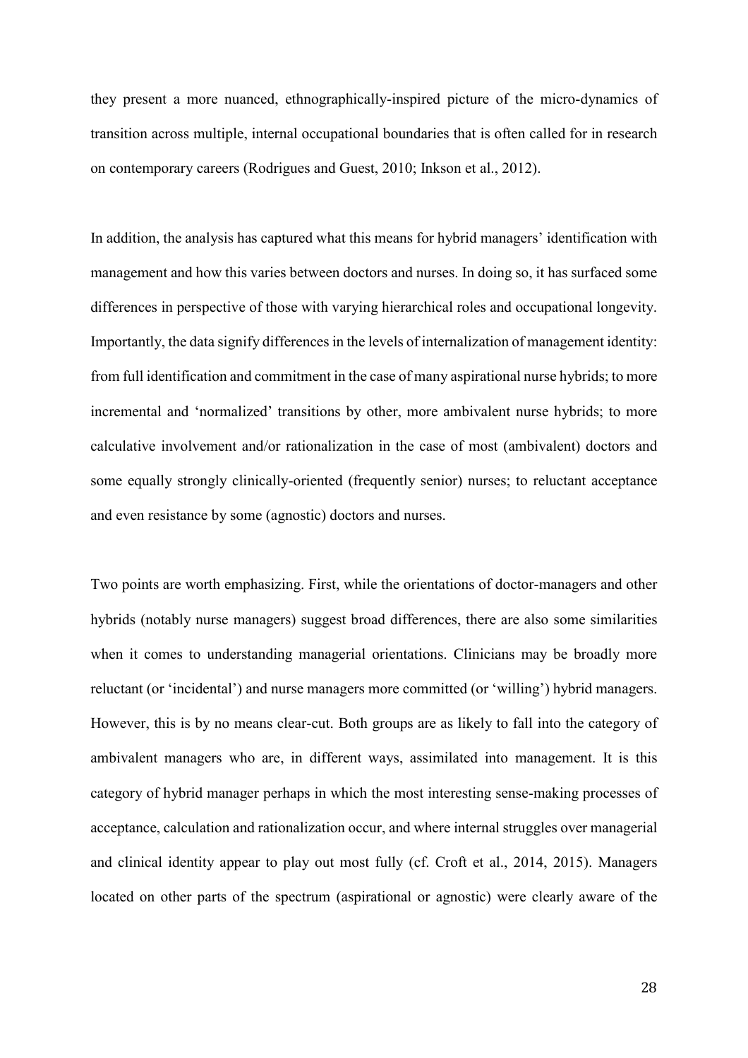they present a more nuanced, ethnographically-inspired picture of the micro-dynamics of transition across multiple, internal occupational boundaries that is often called for in research on contemporary careers (Rodrigues and Guest, 2010; Inkson et al., 2012).

In addition, the analysis has captured what this means for hybrid managers' identification with management and how this varies between doctors and nurses. In doing so, it has surfaced some differences in perspective of those with varying hierarchical roles and occupational longevity. Importantly, the data signify differences in the levels of internalization of management identity: from full identification and commitment in the case of many aspirational nurse hybrids; to more incremental and 'normalized' transitions by other, more ambivalent nurse hybrids; to more calculative involvement and/or rationalization in the case of most (ambivalent) doctors and some equally strongly clinically-oriented (frequently senior) nurses; to reluctant acceptance and even resistance by some (agnostic) doctors and nurses.

Two points are worth emphasizing. First, while the orientations of doctor-managers and other hybrids (notably nurse managers) suggest broad differences, there are also some similarities when it comes to understanding managerial orientations. Clinicians may be broadly more reluctant (or 'incidental') and nurse managers more committed (or 'willing') hybrid managers. However, this is by no means clear-cut. Both groups are as likely to fall into the category of ambivalent managers who are, in different ways, assimilated into management. It is this category of hybrid manager perhaps in which the most interesting sense-making processes of acceptance, calculation and rationalization occur, and where internal struggles over managerial and clinical identity appear to play out most fully (cf. Croft et al., 2014, 2015). Managers located on other parts of the spectrum (aspirational or agnostic) were clearly aware of the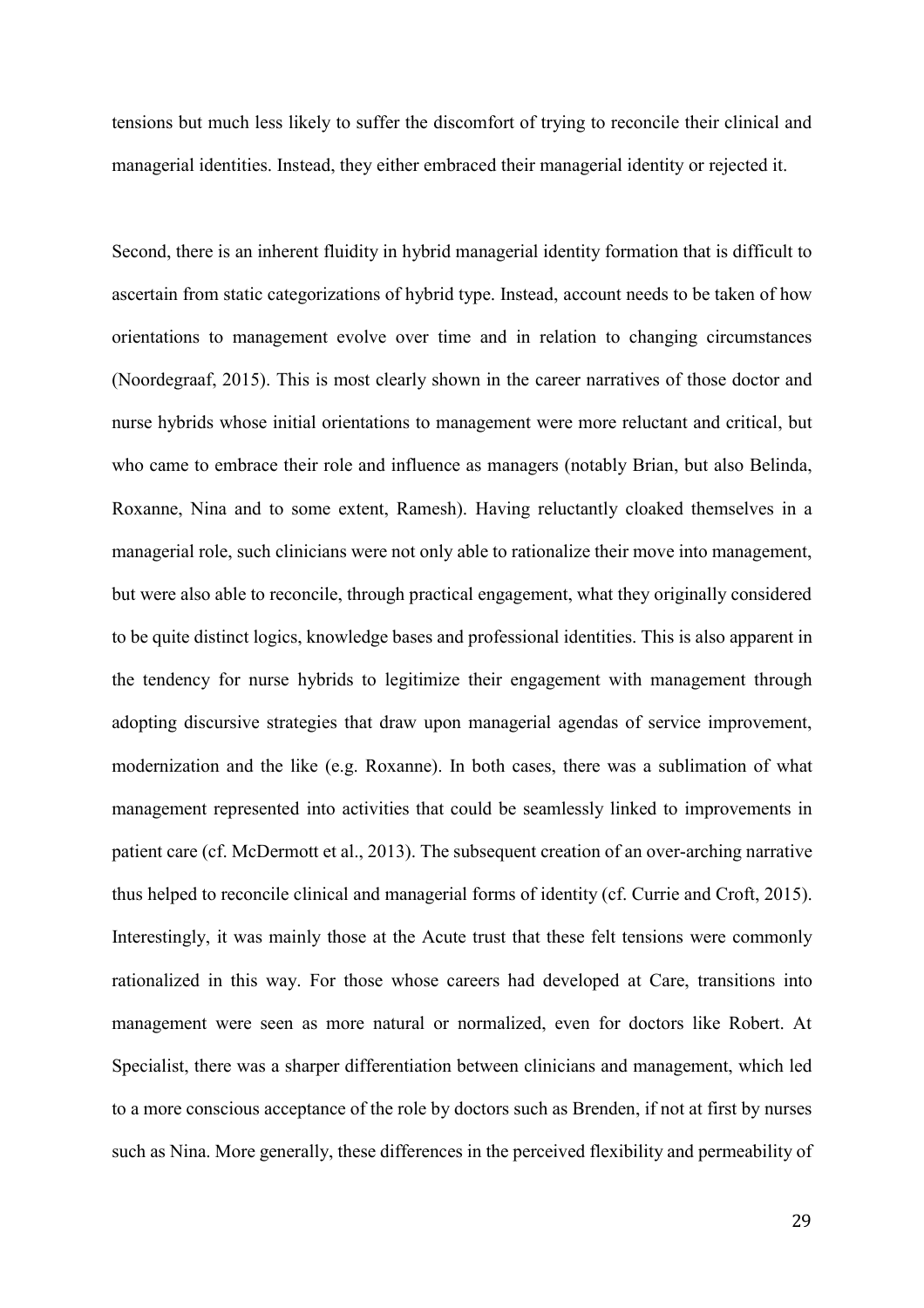tensions but much less likely to suffer the discomfort of trying to reconcile their clinical and managerial identities. Instead, they either embraced their managerial identity or rejected it.

Second, there is an inherent fluidity in hybrid managerial identity formation that is difficult to ascertain from static categorizations of hybrid type. Instead, account needs to be taken of how orientations to management evolve over time and in relation to changing circumstances (Noordegraaf, 2015). This is most clearly shown in the career narratives of those doctor and nurse hybrids whose initial orientations to management were more reluctant and critical, but who came to embrace their role and influence as managers (notably Brian, but also Belinda, Roxanne, Nina and to some extent, Ramesh). Having reluctantly cloaked themselves in a managerial role, such clinicians were not only able to rationalize their move into management, but were also able to reconcile, through practical engagement, what they originally considered to be quite distinct logics, knowledge bases and professional identities. This is also apparent in the tendency for nurse hybrids to legitimize their engagement with management through adopting discursive strategies that draw upon managerial agendas of service improvement, modernization and the like (e.g. Roxanne). In both cases, there was a sublimation of what management represented into activities that could be seamlessly linked to improvements in patient care (cf. McDermott et al., 2013). The subsequent creation of an over-arching narrative thus helped to reconcile clinical and managerial forms of identity (cf. Currie and Croft, 2015). Interestingly, it was mainly those at the Acute trust that these felt tensions were commonly rationalized in this way. For those whose careers had developed at Care, transitions into management were seen as more natural or normalized, even for doctors like Robert. At Specialist, there was a sharper differentiation between clinicians and management, which led to a more conscious acceptance of the role by doctors such as Brenden, if not at first by nurses such as Nina. More generally, these differences in the perceived flexibility and permeability of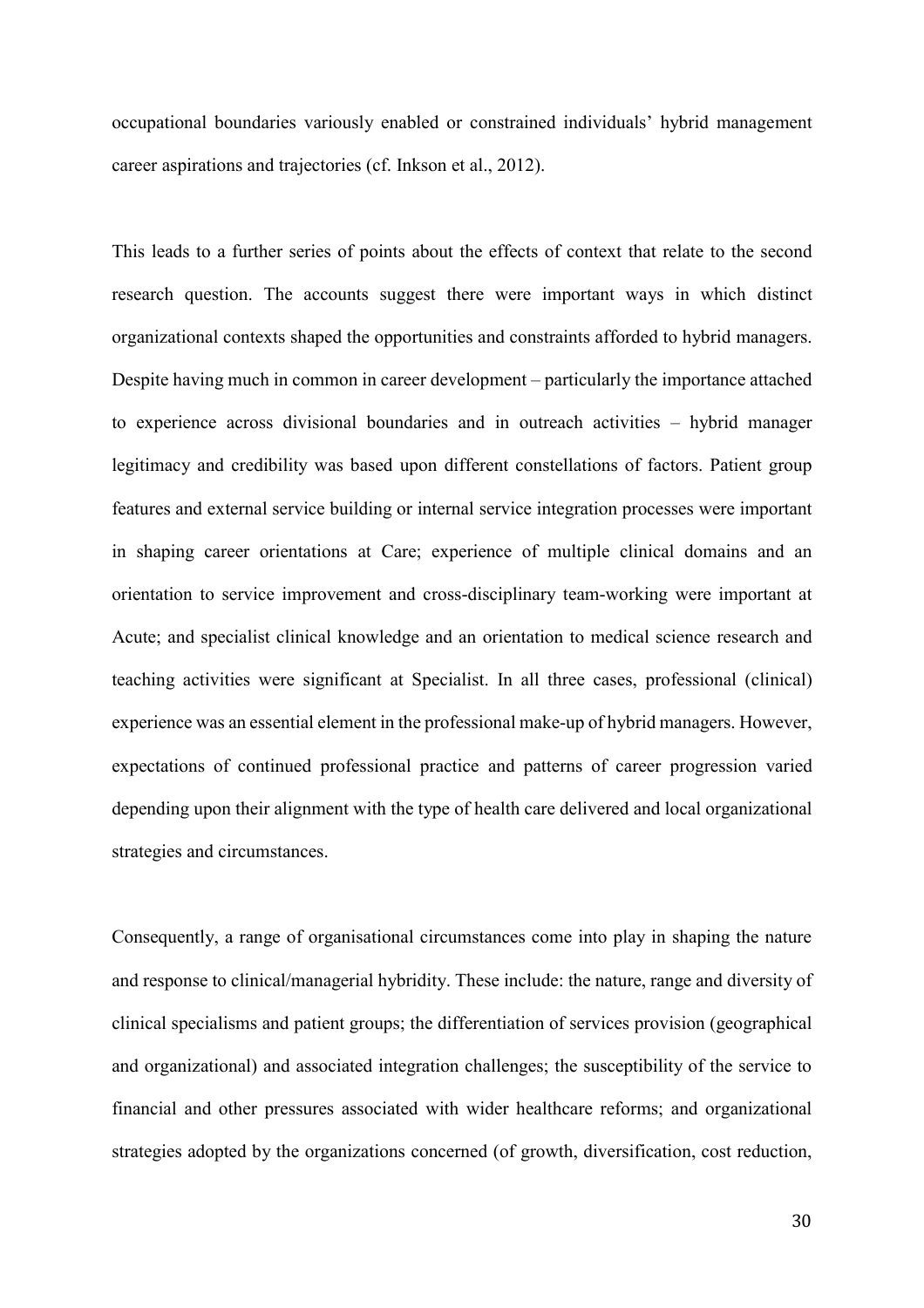occupational boundaries variously enabled or constrained individuals' hybrid management career aspirations and trajectories (cf. Inkson et al., 2012).

This leads to a further series of points about the effects of context that relate to the second research question. The accounts suggest there were important ways in which distinct organizational contexts shaped the opportunities and constraints afforded to hybrid managers. Despite having much in common in career development – particularly the importance attached to experience across divisional boundaries and in outreach activities – hybrid manager legitimacy and credibility was based upon different constellations of factors. Patient group features and external service building or internal service integration processes were important in shaping career orientations at Care; experience of multiple clinical domains and an orientation to service improvement and cross-disciplinary team-working were important at Acute; and specialist clinical knowledge and an orientation to medical science research and teaching activities were significant at Specialist. In all three cases, professional (clinical) experience was an essential element in the professional make-up of hybrid managers. However, expectations of continued professional practice and patterns of career progression varied depending upon their alignment with the type of health care delivered and local organizational strategies and circumstances.

Consequently, a range of organisational circumstances come into play in shaping the nature and response to clinical/managerial hybridity. These include: the nature, range and diversity of clinical specialisms and patient groups; the differentiation of services provision (geographical and organizational) and associated integration challenges; the susceptibility of the service to financial and other pressures associated with wider healthcare reforms; and organizational strategies adopted by the organizations concerned (of growth, diversification, cost reduction,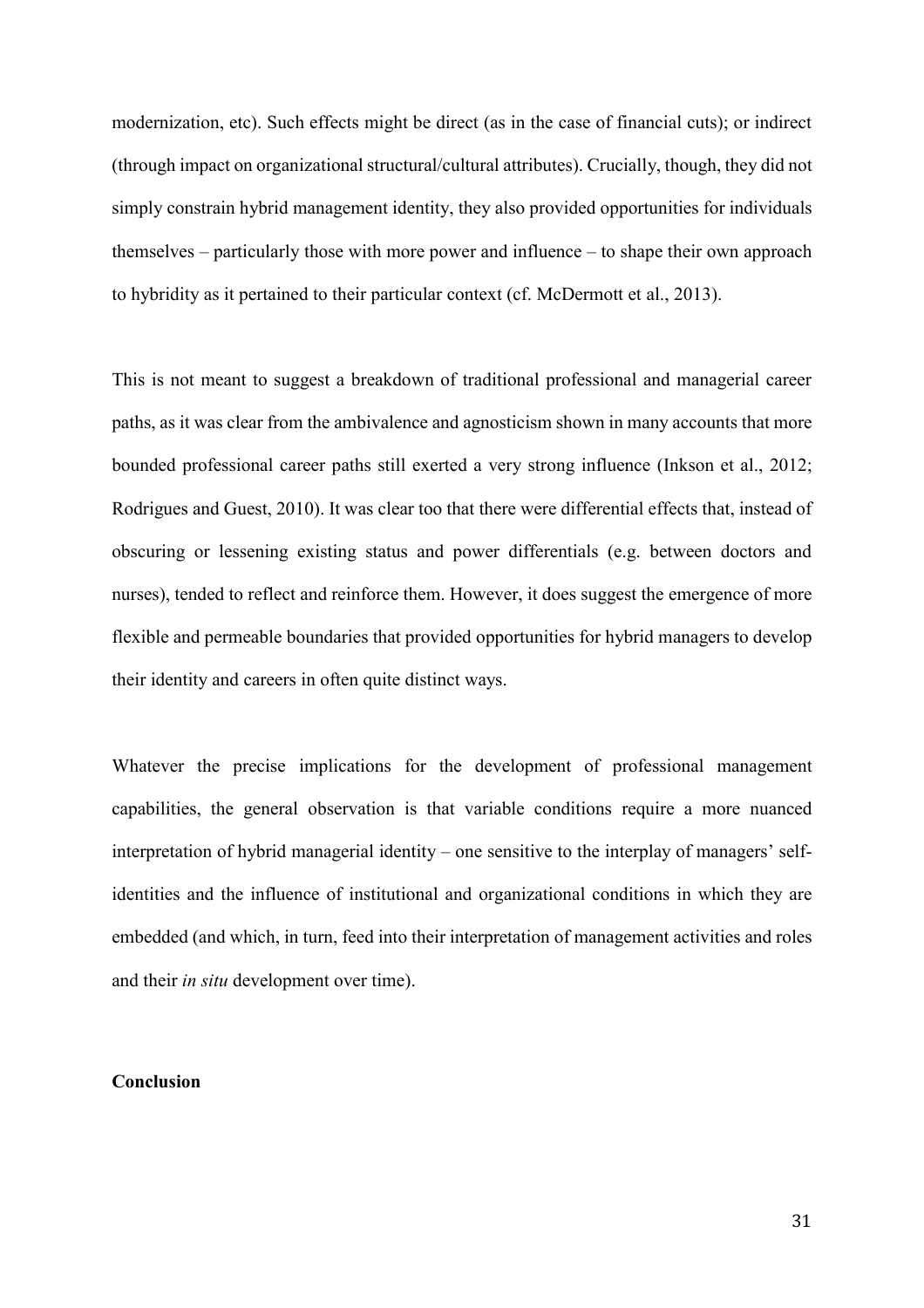modernization, etc). Such effects might be direct (as in the case of financial cuts); or indirect (through impact on organizational structural/cultural attributes). Crucially, though, they did not simply constrain hybrid management identity, they also provided opportunities for individuals themselves – particularly those with more power and influence – to shape their own approach to hybridity as it pertained to their particular context (cf. McDermott et al., 2013).

This is not meant to suggest a breakdown of traditional professional and managerial career paths, as it was clear from the ambivalence and agnosticism shown in many accounts that more bounded professional career paths still exerted a very strong influence (Inkson et al., 2012; Rodrigues and Guest, 2010). It was clear too that there were differential effects that, instead of obscuring or lessening existing status and power differentials (e.g. between doctors and nurses), tended to reflect and reinforce them. However, it does suggest the emergence of more flexible and permeable boundaries that provided opportunities for hybrid managers to develop their identity and careers in often quite distinct ways.

Whatever the precise implications for the development of professional management capabilities, the general observation is that variable conditions require a more nuanced interpretation of hybrid managerial identity – one sensitive to the interplay of managers' self-identities and the influence of institutional and organizational conditions in which they are embedded (and which, in turn, feed into their interpretation of management activities and roles and their *in situ* development over time).

**Conclusion**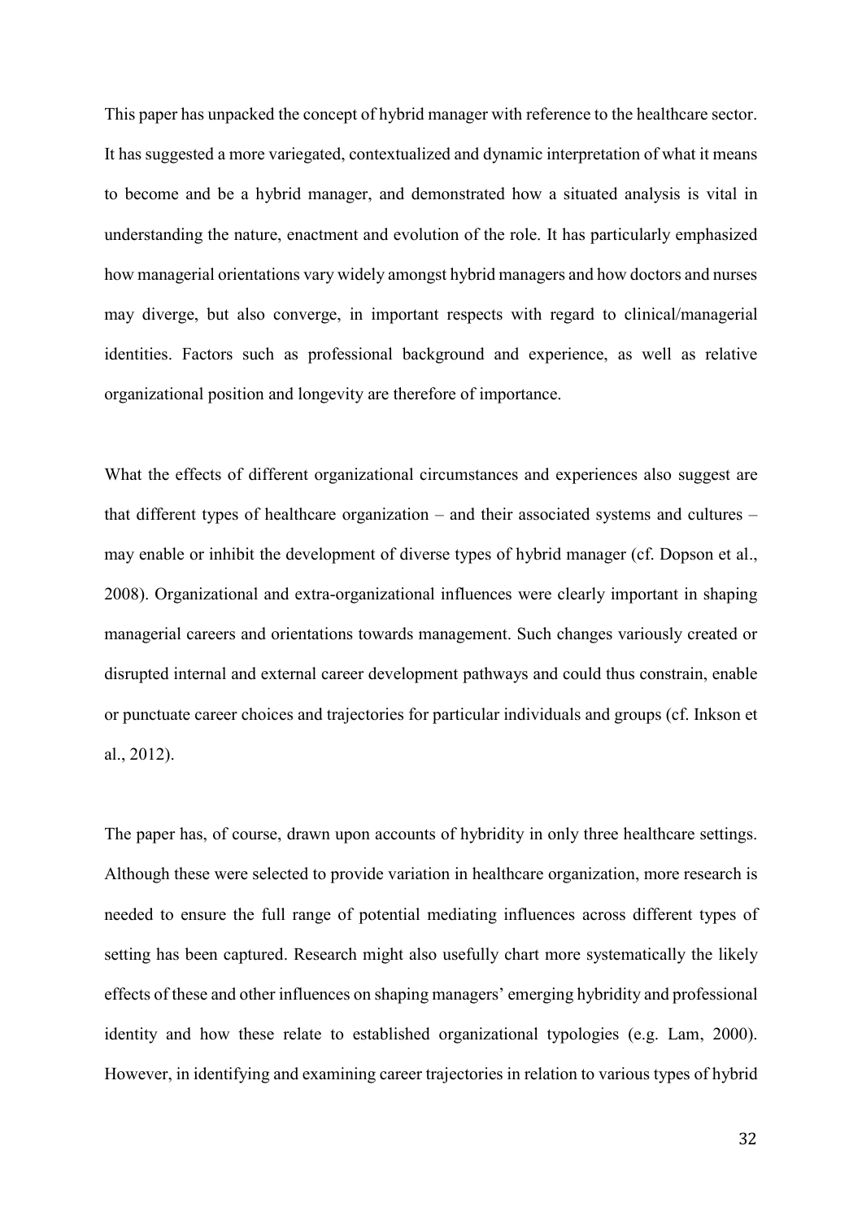This paper has unpacked the concept of hybrid manager with reference to the healthcare sector. It has suggested a more variegated, contextualized and dynamic interpretation of what it means to become and be a hybrid manager, and demonstrated how a situated analysis is vital in understanding the nature, enactment and evolution of the role. It has particularly emphasized how managerial orientations vary widely amongst hybrid managers and how doctors and nurses may diverge, but also converge, in important respects with regard to clinical/managerial identities. Factors such as professional background and experience, as well as relative organizational position and longevity are therefore of importance.

What the effects of different organizational circumstances and experiences also suggest are that different types of healthcare organization – and their associated systems and cultures – may enable or inhibit the development of diverse types of hybrid manager (cf. Dopson et al., 2008). Organizational and extra-organizational influences were clearly important in shaping managerial careers and orientations towards management. Such changes variously created or disrupted internal and external career development pathways and could thus constrain, enable or punctuate career choices and trajectories for particular individuals and groups (cf. Inkson et al., 2012).

The paper has, of course, drawn upon accounts of hybridity in only three healthcare settings. Although these were selected to provide variation in healthcare organization, more research is needed to ensure the full range of potential mediating influences across different types of setting has been captured. Research might also usefully chart more systematically the likely effects of these and other influences on shaping managers' emerging hybridity and professional identity and how these relate to established organizational typologies (e.g. Lam, 2000). However, in identifying and examining career trajectories in relation to various types of hybrid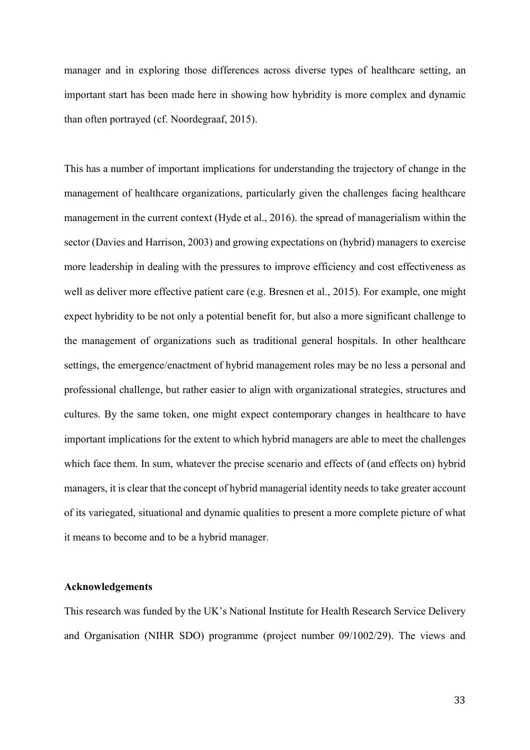manager and in exploring those differences across diverse types of healthcare setting, an important start has been made here in showing how hybridity is more complex and dynamic than often portrayed (cf. Noordegraaf, 2015).

This has a number of important implications for understanding the trajectory of change in the management of healthcare organizations, particularly given the challenges facing healthcare management in the current context (Hyde et al., 2016). the spread of managerialism within the sector (Davies and Harrison, 2003) and growing expectations on (hybrid) managers to exercise more leadership in dealing with the pressures to improve efficiency and cost effectiveness as well as deliver more effective patient care (e.g. Bresnen et al., 2015). For example, one might expect hybridity to be not only a potential benefit for, but also a more significant challenge to the management of organizations such as traditional general hospitals. In other healthcare settings, the emergence/enactment of hybrid management roles may be no less a personal and professional challenge, but rather easier to align with organizational strategies, structures and cultures. By the same token, one might expect contemporary changes in healthcare to have important implications for the extent to which hybrid managers are able to meet the challenges which face them. In sum, whatever the precise scenario and effects of (and effects on) hybrid managers, it is clear that the concept of hybrid managerial identity needs to take greater account of its variegated, situational and dynamic qualities to present a more complete picture of what it means to become and to be a hybrid manager.

**Acknowledgements**

This research was funded by the UK's National Institute for Health Research Service Delivery and Organisation (NIHR SDO) programme (project number 09/1002/29). The views and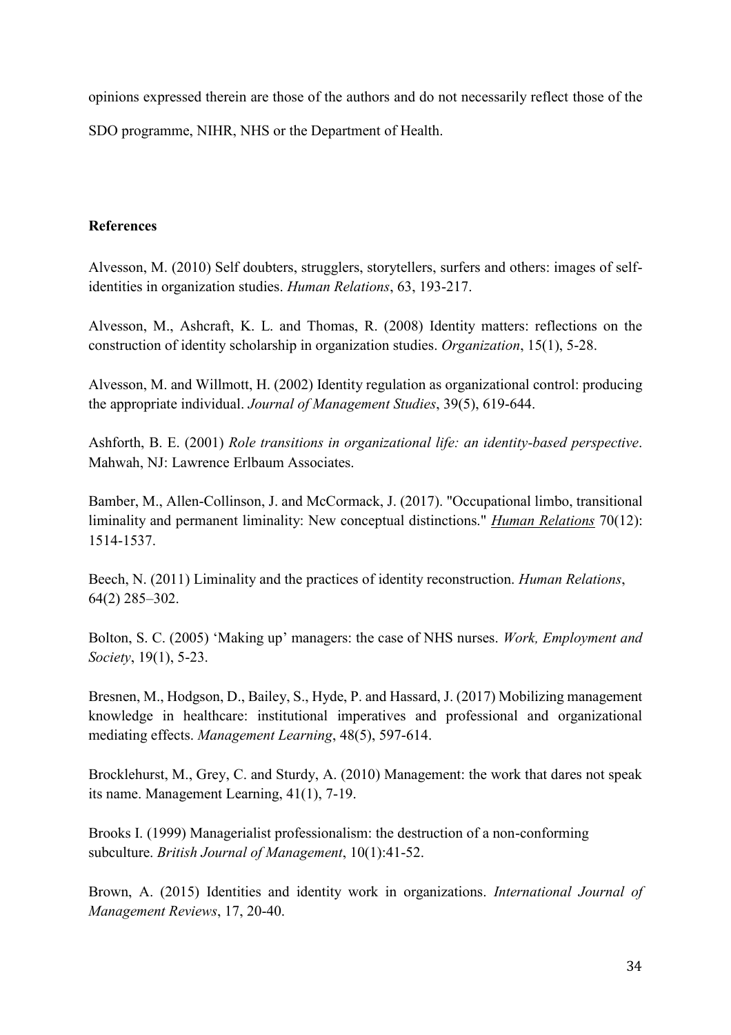opinions expressed therein are those of the authors and do not necessarily reflect those of the SDO programme, NIHR, NHS or the Department of Health.

**References**

Alvesson, M. (2010) Self doubters, strugglers, storytellers, surfers and others: images of self-identities in organization studies. *Human Relations*, 63, 193-217.

Alvesson, M., Ashcraft, K. L. and Thomas, R. (2008) Identity matters: reflections on the construction of identity scholarship in organization studies. *Organization*, 15(1), 5-28.

Alvesson, M. and Willmott, H. (2002) Identity regulation as organizational control: producing the appropriate individual. *Journal of Management Studies*, 39(5), 619-644.

Ashforth, B. E. (2001) *Role transitions in organizational life: an identity-based perspective*. Mahwah, NJ: Lawrence Erlbaum Associates.

Bamber, M., Allen-Collinson, J. and McCormack, J. (2017). "Occupational limbo, transitional liminality and permanent liminality: New conceptual distinctions." *Human Relations* 70(12): 1514-1537.

Beech, N. (2011) Liminality and the practices of identity reconstruction. *Human Relations*, 64(2) 285–302.

Bolton, S. C. (2005) 'Making up' managers: the case of NHS nurses. *Work, Employment and Society*, 19(1), 5-23.

Bresnen, M., Hodgson, D., Bailey, S., Hyde, P. and Hassard, J. (2017) Mobilizing management knowledge in healthcare: institutional imperatives and professional and organizational mediating effects. *Management Learning*, 48(5), 597-614.

Brocklehurst, M., Grey, C. and Sturdy, A. (2010) Management: the work that dares not speak its name. Management Learning, 41(1), 7-19.

Brooks I. (1999) Managerialist professionalism: the destruction of a non-conforming subculture. *British Journal of Management*, 10(1):41-52.

Brown, A. (2015) Identities and identity work in organizations. *International Journal of Management Reviews*, 17, 20-40.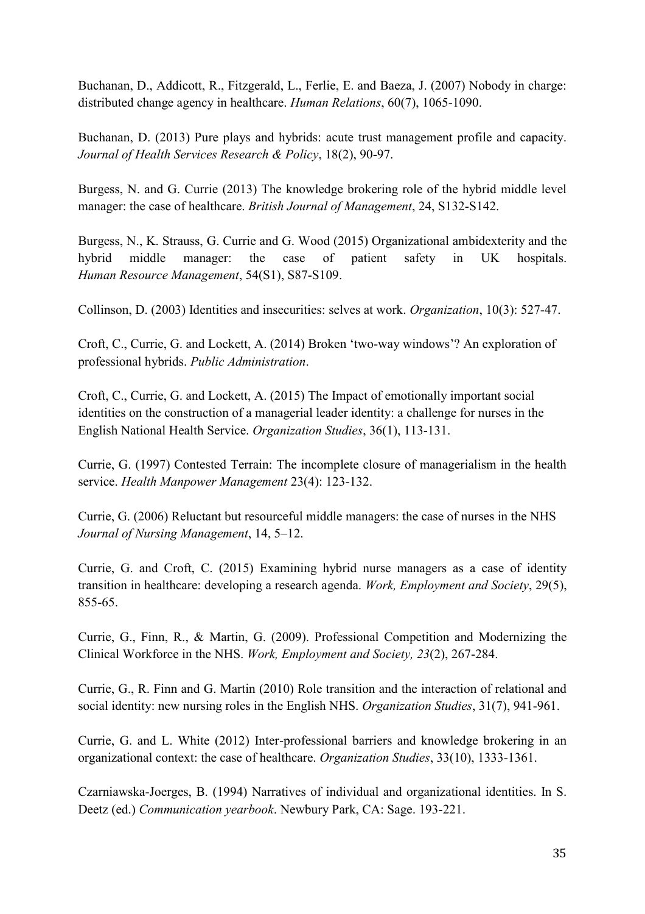Buchanan, D., Addicott, R., Fitzgerald, L., Ferlie, E. and Baeza, J. (2007) Nobody in charge: distributed change agency in healthcare. *Human Relations*, 60(7), 1065-1090.

Buchanan, D. (2013) Pure plays and hybrids: acute trust management profile and capacity. *Journal of Health Services Research & Policy*, 18(2), 90-97.

Burgess, N. and G. Currie (2013) The knowledge brokering role of the hybrid middle level manager: the case of healthcare. *British Journal of Management*, 24, S132-S142.

Burgess, N., K. Strauss, G. Currie and G. Wood (2015) Organizational ambidexterity and the hybrid middle manager: the case of patient safety in UK hospitals. *Human Resource Management*, 54(S1), S87-S109.

Collinson, D. (2003) Identities and insecurities: selves at work. *Organization*, 10(3): 527-47.

Croft, C., Currie, G. and Lockett, A. (2014) Broken 'two-way windows'? An exploration of professional hybrids. *Public Administration*.

Croft, C., Currie, G. and Lockett, A. (2015) The Impact of emotionally important social identities on the construction of a managerial leader identity: a challenge for nurses in the English National Health Service. *Organization Studies*, 36(1), 113-131.

Currie, G. (1997) Contested Terrain: The incomplete closure of managerialism in the health service. *Health Manpower Management* 23(4): 123-132.

Currie, G. (2006) Reluctant but resourceful middle managers: the case of nurses in the NHS *Journal of Nursing Management*, 14, 5–12.

Currie, G. and Croft, C. (2015) Examining hybrid nurse managers as a case of identity transition in healthcare: developing a research agenda. *Work, Employment and Society*, 29(5), 855-65.

Currie, G., Finn, R., & Martin, G. (2009). Professional Competition and Modernizing the Clinical Workforce in the NHS. *Work, Employment and Society, 23*(2), 267-284.

Currie, G., R. Finn and G. Martin (2010) Role transition and the interaction of relational and social identity: new nursing roles in the English NHS. *Organization Studies*, 31(7), 941-961.

Currie, G. and L. White (2012) Inter-professional barriers and knowledge brokering in an organizational context: the case of healthcare. *Organization Studies*, 33(10), 1333-1361.

Czarniawska-Joerges, B. (1994) Narratives of individual and organizational identities. In S. Deetz (ed.) *Communication yearbook*. Newbury Park, CA: Sage. 193-221.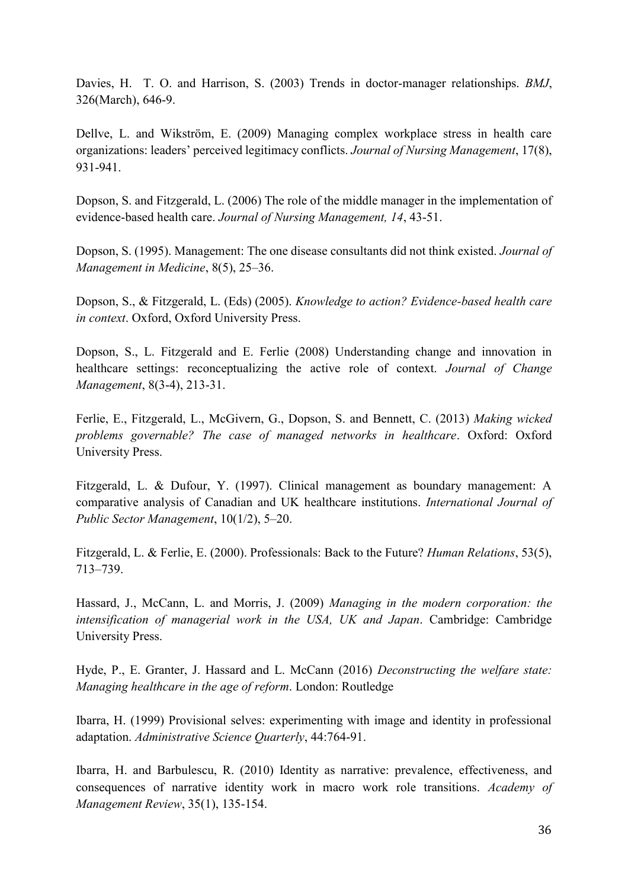Davies, H. T. O. and Harrison, S. (2003) Trends in doctor-manager relationships. *BMJ*, 326(March), 646-9.

Dellve, L. and Wikström, E. (2009) Managing complex workplace stress in health care organizations: leaders' perceived legitimacy conflicts. *Journal of Nursing Management*, 17(8), 931-941.

Dopson, S. and Fitzgerald, L. (2006) The role of the middle manager in the implementation of evidence-based health care. *Journal of Nursing Management, 14*, 43-51.

Dopson, S. (1995). Management: The one disease consultants did not think existed. *Journal of Management in Medicine*, 8(5), 25–36.

Dopson, S., & Fitzgerald, L. (Eds) (2005). *Knowledge to action? Evidence-based health care in context*. Oxford, Oxford University Press.

Dopson, S., L. Fitzgerald and E. Ferlie (2008) Understanding change and innovation in healthcare settings: reconceptualizing the active role of context. *Journal of Change Management*, 8(3-4), 213-31.

Ferlie, E., Fitzgerald, L., McGivern, G., Dopson, S. and Bennett, C. (2013) *Making wicked problems governable? The case of managed networks in healthcare*. Oxford: Oxford University Press.

Fitzgerald, L. & Dufour, Y. (1997). Clinical management as boundary management: A comparative analysis of Canadian and UK healthcare institutions. *International Journal of Public Sector Management*, 10(1/2), 5–20.

Fitzgerald, L. & Ferlie, E. (2000). Professionals: Back to the Future? *Human Relations*, 53(5), 713–739.

Hassard, J., McCann, L. and Morris, J. (2009) *Managing in the modern corporation: the intensification of managerial work in the USA, UK and Japan*. Cambridge: Cambridge University Press.

Hyde, P., E. Granter, J. Hassard and L. McCann (2016) *Deconstructing the welfare state: Managing healthcare in the age of reform*. London: Routledge

Ibarra, H. (1999) Provisional selves: experimenting with image and identity in professional adaptation. *Administrative Science Quarterly*, 44:764-91.

Ibarra, H. and Barbulescu, R. (2010) Identity as narrative: prevalence, effectiveness, and consequences of narrative identity work in macro work role transitions. *Academy of Management Review*, 35(1), 135-154.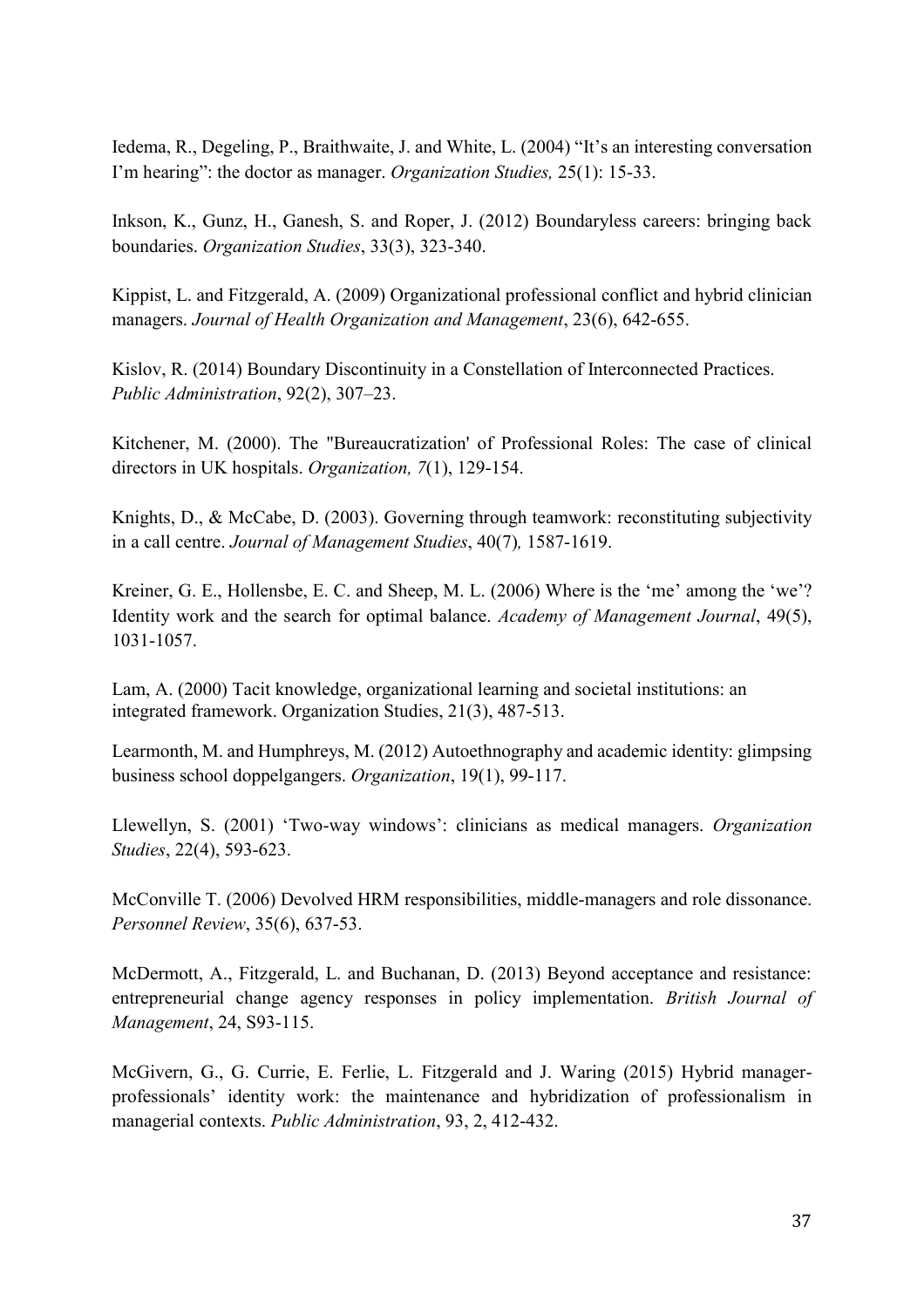Iedema, R., Degeling, P., Braithwaite, J. and White, L. (2004) "It's an interesting conversation I'm hearing": the doctor as manager. *Organization Studies,* 25(1): 15-33.

Inkson, K., Gunz, H., Ganesh, S. and Roper, J. (2012) Boundaryless careers: bringing back boundaries. *Organization Studies*, 33(3), 323-340.

Kippist, L. and Fitzgerald, A. (2009) Organizational professional conflict and hybrid clinician managers. *Journal of Health Organization and Management*, 23(6), 642-655.

Kislov, R. (2014) Boundary Discontinuity in a Constellation of Interconnected Practices. *Public Administration*, 92(2), 307–23.

Kitchener, M. (2000). The "Bureaucratization' of Professional Roles: The case of clinical directors in UK hospitals. *Organization, 7*(1), 129-154.

Knights, D., & McCabe, D. (2003). Governing through teamwork: reconstituting subjectivity in a call centre. *Journal of Management Studies*, 40(7*),* 1587-1619.

Kreiner, G. E., Hollensbe, E. C. and Sheep, M. L. (2006) Where is the 'me' among the 'we'? Identity work and the search for optimal balance. *Academy of Management Journal*, 49(5), 1031-1057.

Lam, A. (2000) Tacit knowledge, organizational learning and societal institutions: an integrated framework. Organization Studies, 21(3), 487-513.

Learmonth, M. and Humphreys, M. (2012) Autoethnography and academic identity: glimpsing business school doppelgangers. *Organization*, 19(1), 99-117.

Llewellyn, S. (2001) 'Two-way windows': clinicians as medical managers. *Organization Studies*, 22(4), 593-623.

McConville T. (2006) Devolved HRM responsibilities, middle-managers and role dissonance. *Personnel Review*, 35(6), 637-53.

McDermott, A., Fitzgerald, L. and Buchanan, D. (2013) Beyond acceptance and resistance: entrepreneurial change agency responses in policy implementation. *British Journal of Management*, 24, S93-115.

McGivern, G., G. Currie, E. Ferlie, L. Fitzgerald and J. Waring (2015) Hybrid manager-professionals' identity work: the maintenance and hybridization of professionalism in managerial contexts. *Public Administration*, 93, 2, 412-432.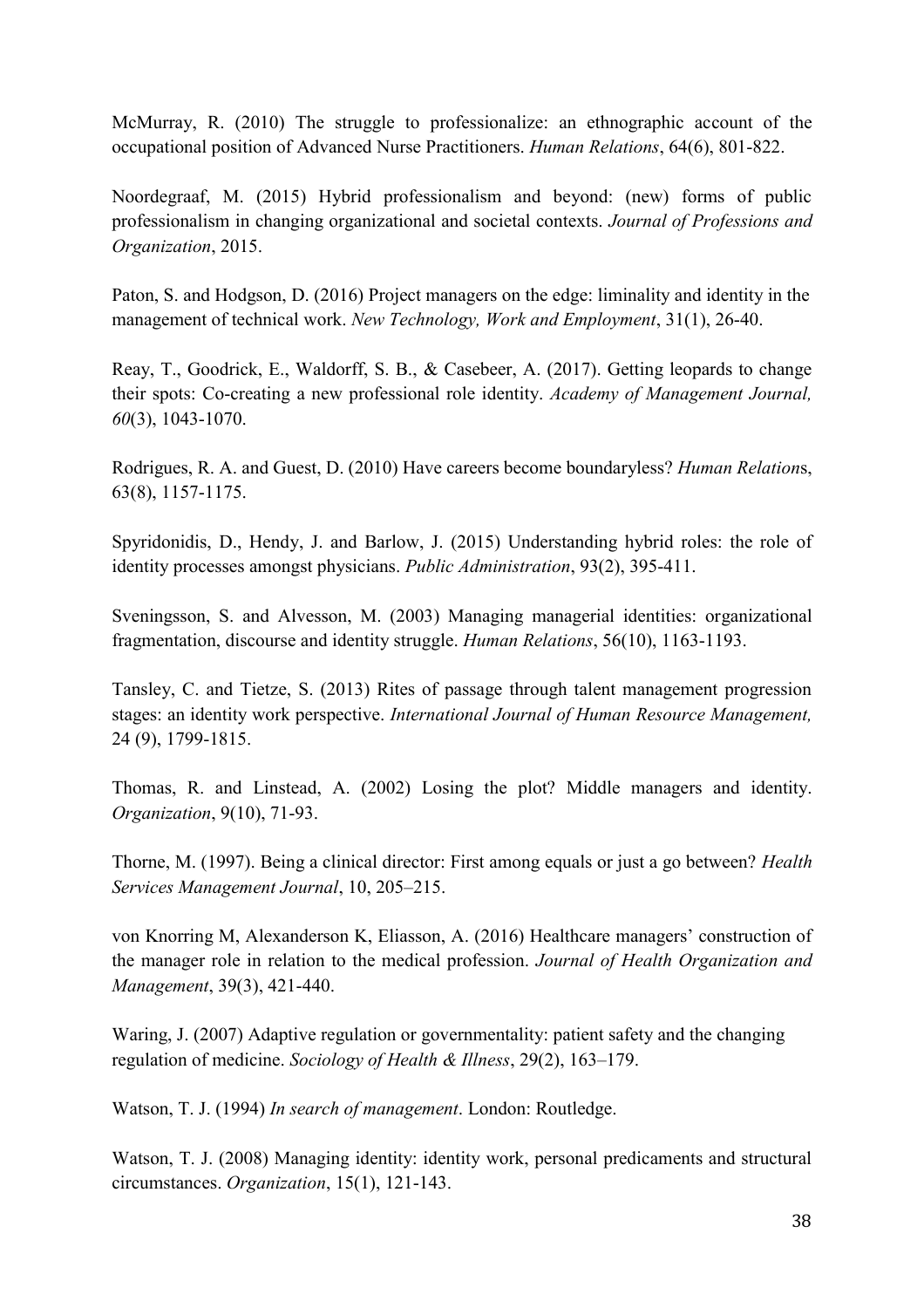McMurray, R. (2010) The struggle to professionalize: an ethnographic account of the occupational position of Advanced Nurse Practitioners. *Human Relations*, 64(6), 801-822.

Noordegraaf, M. (2015) Hybrid professionalism and beyond: (new) forms of public professionalism in changing organizational and societal contexts. *Journal of Professions and Organization*, 2015.

Paton, S. and Hodgson, D. (2016) Project managers on the edge: liminality and identity in the management of technical work. *New Technology, Work and Employment*, 31(1), 26-40.

Reay, T., Goodrick, E., Waldorff, S. B., & Casebeer, A. (2017). Getting leopards to change their spots: Co-creating a new professional role identity. *Academy of Management Journal, 60*(3), 1043-1070.

Rodrigues, R. A. and Guest, D. (2010) Have careers become boundaryless? *Human Relation*s, 63(8), 1157-1175.

Spyridonidis, D., Hendy, J. and Barlow, J. (2015) Understanding hybrid roles: the role of identity processes amongst physicians. *Public Administration*, 93(2), 395-411.

Sveningsson, S. and Alvesson, M. (2003) Managing managerial identities: organizational fragmentation, discourse and identity struggle. *Human Relations*, 56(10), 1163-1193.

Tansley, C. and Tietze, S. (2013) Rites of passage through talent management progression stages: an identity work perspective. *International Journal of Human Resource Management,* 24 (9), 1799-1815.

Thomas, R. and Linstead, A. (2002) Losing the plot? Middle managers and identity. *Organization*, 9(10), 71-93.

Thorne, M. (1997). Being a clinical director: First among equals or just a go between? *Health Services Management Journal*, 10, 205–215.

von Knorring M, Alexanderson K, Eliasson, A. (2016) Healthcare managers' construction of the manager role in relation to the medical profession. *Journal of Health Organization and Management*, 39(3), 421-440.

Waring, J. (2007) Adaptive regulation or governmentality: patient safety and the changing regulation of medicine. *Sociology of Health & Illness*, 29(2), 163–179.

Watson, T. J. (1994) *In search of management*. London: Routledge.

Watson, T. J. (2008) Managing identity: identity work, personal predicaments and structural circumstances. *Organization*, 15(1), 121-143.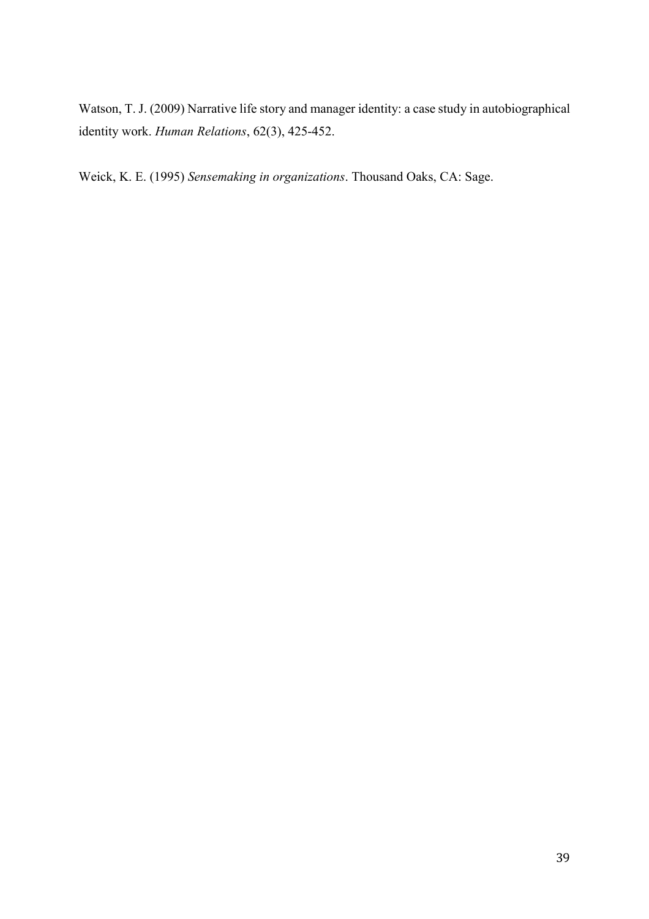Watson, T. J. (2009) Narrative life story and manager identity: a case study in autobiographical identity work. *Human Relations*, 62(3), 425-452.

Weick, K. E. (1995) *Sensemaking in organizations*. Thousand Oaks, CA: Sage.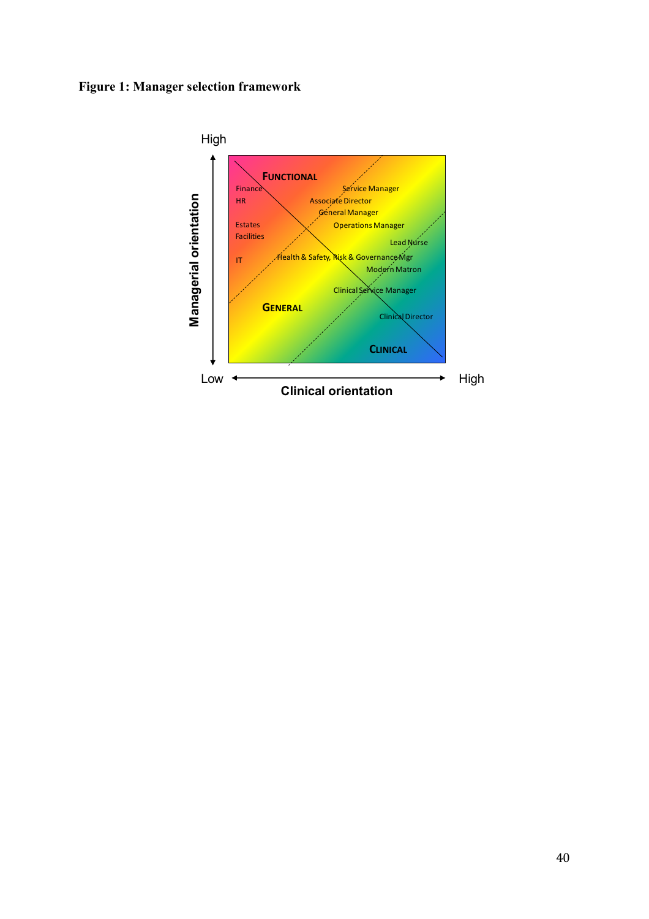**Figure 1: Manager selection framework**

High

Managerial orientation

FUNCTIONAL

Finance

HR

Estates

Facilities

IT

Service Manager

Associate Director

General Manager

Operations Manager

Lead Nurse

Health & Safety, Risk & Governance Mgr

Modern Matron

Clinical Service Manager

GENERAL

Clinical Director

CLINICAL

Low

High

Clinical orientation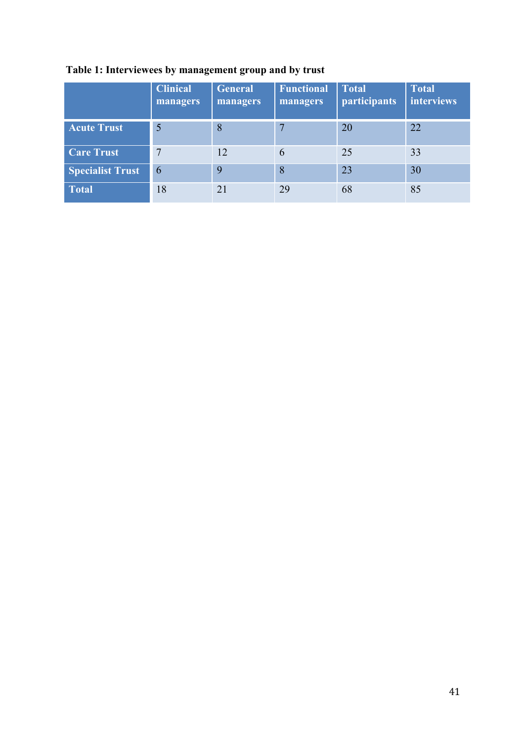**Table 1: Interviewees by management group and by trust**

| | Clinical managers | General managers | Functional managers | Total participants | Total interviews |
|---|---|---|---|---|---|
| **Acute Trust** | 5 | 8 | 7 | 20 | 22 |
| **Care Trust** | 7 | 12 | 6 | 25 | 33 |
| **Specialist Trust** | 6 | 9 | 8 | 23 | 30 |
| **Total** | 18 | 21 | 29 | 68 | 85 |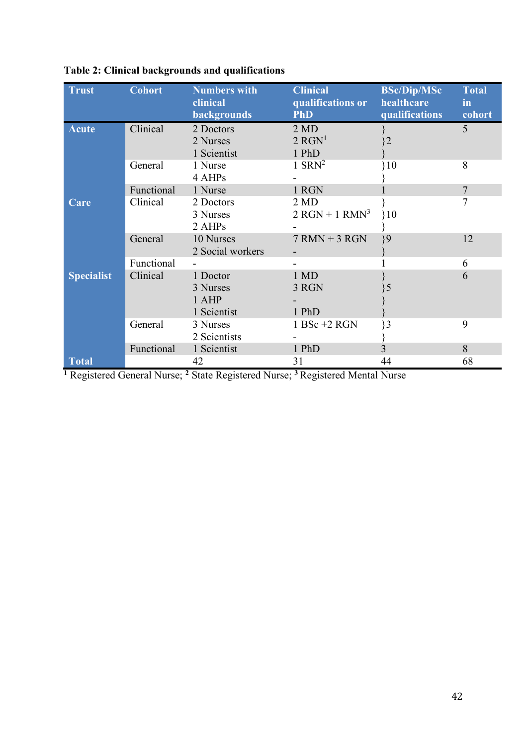**Table 2: Clinical backgrounds and qualifications**

| Trust | Cohort | Numbers with clinical backgrounds | Clinical qualifications or PhD | BSc/Dip/MSc healthcare qualifications | Total in cohort |
|---|---|---|---|---|---|
| Acute | Clinical | 2 Doctors<br>2 Nurses<br>1 Scientist | 2 MD<br>2 RGN[1]<br>1 PhD | }<br>}2<br>} | 5 |
| | General | 1 Nurse<br>4 AHPs | 1 SRN[2]<br>- | }10<br>} | 8 |
| | Functional | 1 Nurse | 1 RGN | 1 | 7 |
| Care | Clinical | 2 Doctors<br>3 Nurses<br>2 AHPs | 2 MD<br>2 RGN + 1 RMN[3]<br>- | }<br>}10<br>} | 7 |
| | General | 10 Nurses<br>2 Social workers | 7 RMN + 3 RGN<br>- | }9<br>} | 12 |
| | Functional | - | - | 1 | 6 |
| Specialist | Clinical | 1 Doctor<br>3 Nurses<br>1 AHP<br>1 Scientist | 1 MD<br>3 RGN<br>-<br>1 PhD | }<br>}5<br>}<br>} | 6 |
| | General | 3 Nurses<br>2 Scientists | 1 BSc +2 RGN<br>- | }3<br>} | 9 |
| | Functional | 1 Scientist | 1 PhD | 3 | 8 |
| Total | | 42 | 31 | 44 | 68 |

[1] Registered General Nurse; [2] State Registered Nurse; [3] Registered Mental Nurse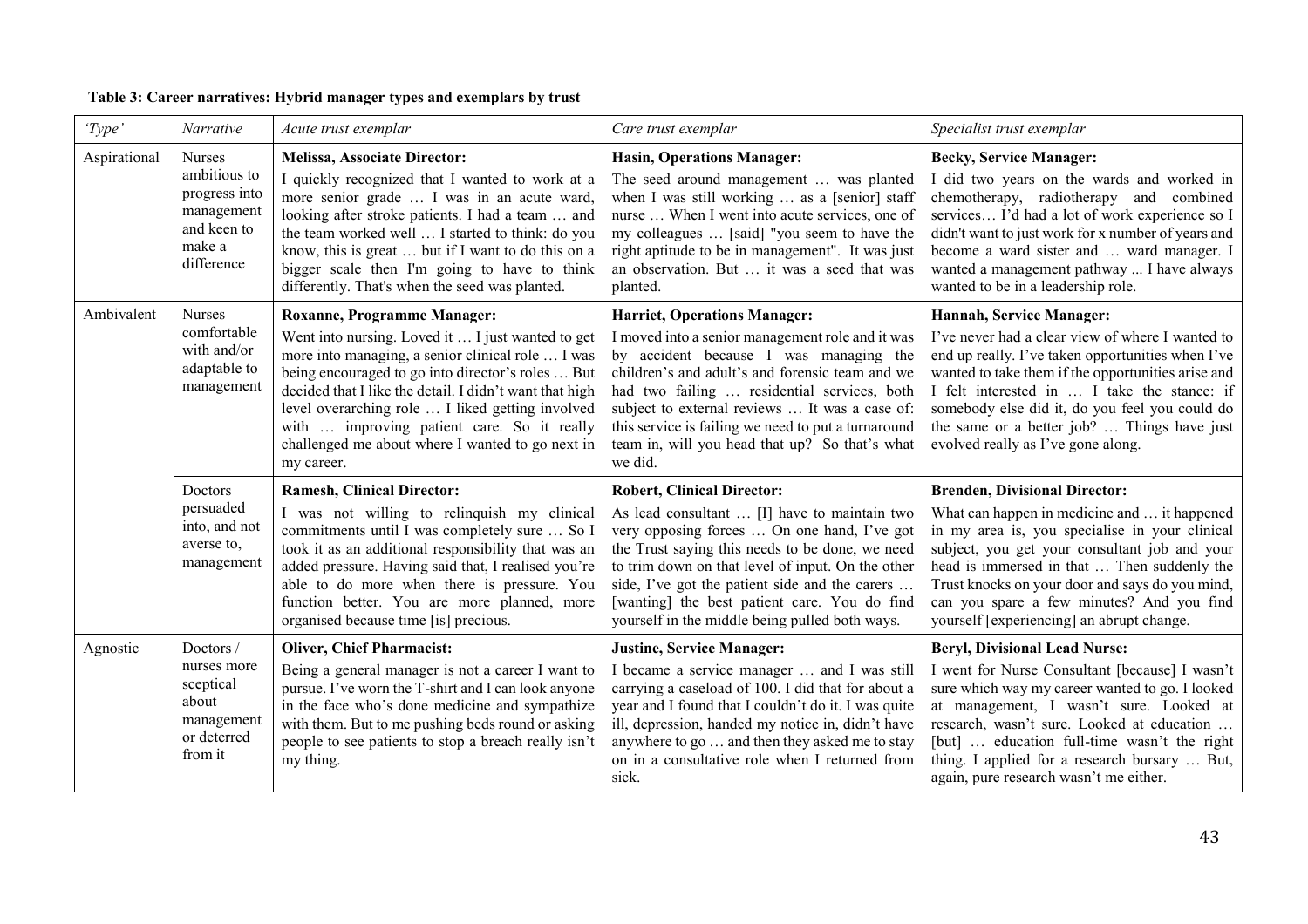**Table 3: Career narratives: Hybrid manager types and exemplars by trust**

| *'Type'* | *Narrative* | *Acute trust exemplar* | *Care trust exemplar* | *Specialist trust exemplar* |
|---|---|---|---|---|
| Aspirational | Nurses ambitious to progress into management and keen to make a difference | **Melissa, Associate Director:** I quickly recognized that I wanted to work at a more senior grade … I was in an acute ward, looking after stroke patients. I had a team … and the team worked well … I started to think: do you know, this is great … but if I want to do this on a bigger scale then I'm going to have to think differently. That's when the seed was planted. | **Hasin, Operations Manager:** The seed around management … was planted when I was still working … as a [senior] staff nurse … When I went into acute services, one of my colleagues … [said] "you seem to have the right aptitude to be in management". It was just an observation. But … it was a seed that was planted. | **Becky, Service Manager:** I did two years on the wards and worked in chemotherapy, radiotherapy and combined services… I'd had a lot of work experience so I didn't want to just work for x number of years and become a ward sister and … ward manager. I wanted a management pathway ... I have always wanted to be in a leadership role. |
| Ambivalent | Nurses comfortable with and/or adaptable to management | **Roxanne, Programme Manager:** Went into nursing. Loved it … I just wanted to get more into managing, a senior clinical role … I was being encouraged to go into director's roles … But decided that I like the detail. I didn't want that high level overarching role … I liked getting involved with … improving patient care. So it really challenged me about where I wanted to go next in my career. | **Harriet, Operations Manager:** I moved into a senior management role and it was by accident because I was managing the children's and adult's and forensic team and we had two failing … residential services, both subject to external reviews … It was a case of: this service is failing we need to put a turnaround team in, will you head that up? So that's what we did. | **Hannah, Service Manager:** I've never had a clear view of where I wanted to end up really. I've taken opportunities when I've wanted to take them if the opportunities arise and I felt interested in … I take the stance: if somebody else did it, do you feel you could do the same or a better job? … Things have just evolved really as I've gone along. |
| | Doctors persuaded into, and not averse to, management | **Ramesh, Clinical Director:** I was not willing to relinquish my clinical commitments until I was completely sure … So I took it as an additional responsibility that was an added pressure. Having said that, I realised you're able to do more when there is pressure. You function better. You are more planned, more organised because time [is] precious. | **Robert, Clinical Director:** As lead consultant … [I] have to maintain two very opposing forces … On one hand, I've got the Trust saying this needs to be done, we need to trim down on that level of input. On the other side, I've got the patient side and the carers … [wanting] the best patient care. You do find yourself in the middle being pulled both ways. | **Brenden, Divisional Director:** What can happen in medicine and … it happened in my area is, you specialise in your clinical subject, you get your consultant job and your head is immersed in that … Then suddenly the Trust knocks on your door and says do you mind, can you spare a few minutes? And you find yourself [experiencing] an abrupt change. |
| Agnostic | Doctors / nurses more sceptical about management or deterred from it | **Oliver, Chief Pharmacist:** Being a general manager is not a career I want to pursue. I've worn the T-shirt and I can look anyone in the face who's done medicine and sympathize with them. But to me pushing beds round or asking people to see patients to stop a breach really isn't my thing. | **Justine, Service Manager:** I became a service manager … and I was still carrying a caseload of 100. I did that for about a year and I found that I couldn't do it. I was quite ill, depression, handed my notice in, didn't have anywhere to go … and then they asked me to stay on in a consultative role when I returned from sick. | **Beryl, Divisional Lead Nurse:** I went for Nurse Consultant [because] I wasn't sure which way my career wanted to go. I looked at management, I wasn't sure. Looked at research, wasn't sure. Looked at education … [but] … education full-time wasn't the right thing. I applied for a research bursary … But, again, pure research wasn't me either. |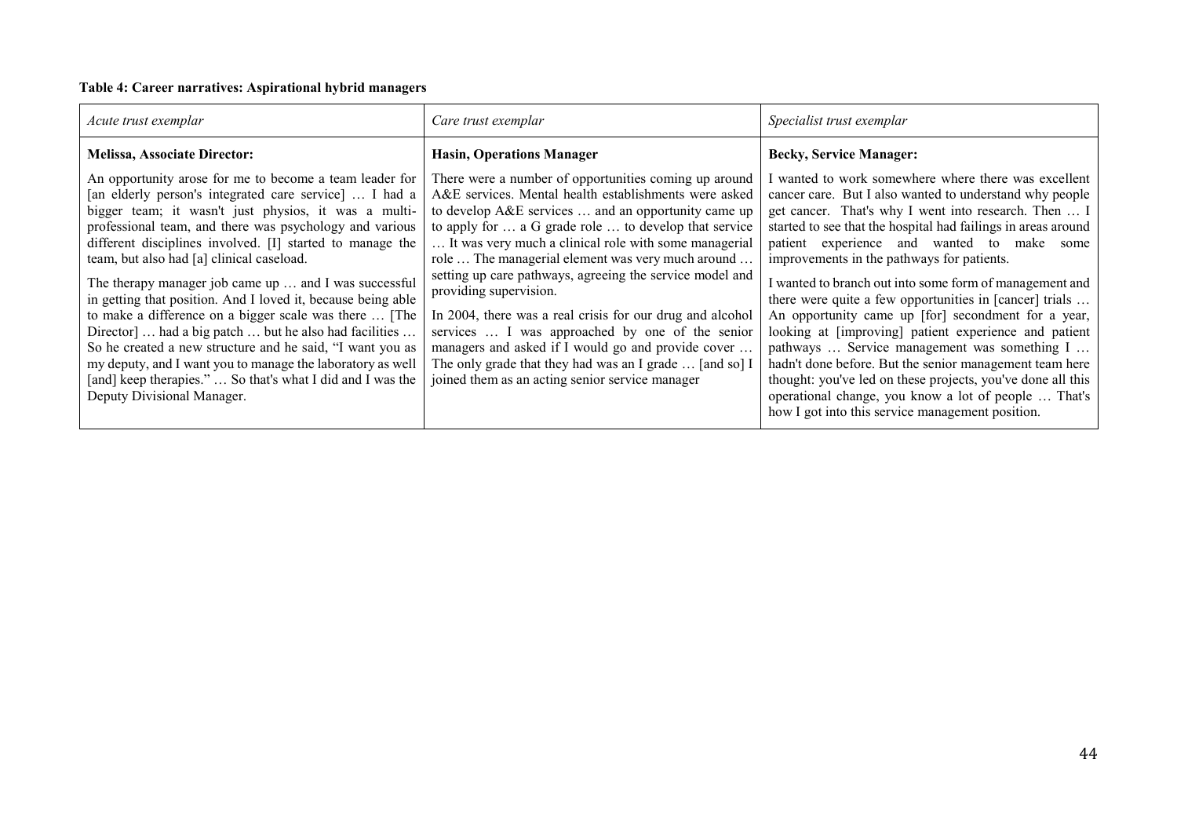**Table 4: Career narratives: Aspirational hybrid managers**

| *Acute trust exemplar* | *Care trust exemplar* | *Specialist trust exemplar* |
|---|---|---|
| **Melissa, Associate Director:** | **Hasin, Operations Manager** | **Becky, Service Manager:** |
| An opportunity arose for me to become a team leader for [an elderly person's integrated care service] … I had a bigger team; it wasn't just physios, it was a multi-professional team, and there was psychology and various different disciplines involved. [I] started to manage the team, but also had [a] clinical caseload.<br><br>The therapy manager job came up … and I was successful in getting that position. And I loved it, because being able to make a difference on a bigger scale was there … [The Director] … had a big patch … but he also had facilities … So he created a new structure and he said, "I want you as my deputy, and I want you to manage the laboratory as well [and] keep therapies." … So that's what I did and I was the Deputy Divisional Manager. | There were a number of opportunities coming up around A&E services. Mental health establishments were asked to develop A&E services … and an opportunity came up to apply for … a G grade role … to develop that service … It was very much a clinical role with some managerial role … The managerial element was very much around … setting up care pathways, agreeing the service model and providing supervision.<br><br>In 2004, there was a real crisis for our drug and alcohol services … I was approached by one of the senior managers and asked if I would go and provide cover … The only grade that they had was an I grade … [and so] I joined them as an acting senior service manager | I wanted to work somewhere where there was excellent cancer care. But I also wanted to understand why people get cancer. That's why I went into research. Then … I started to see that the hospital had failings in areas around patient experience and wanted to make some improvements in the pathways for patients.<br><br>I wanted to branch out into some form of management and there were quite a few opportunities in [cancer] trials … An opportunity came up [for] secondment for a year, looking at [improving] patient experience and patient pathways … Service management was something I … hadn't done before. But the senior management team here thought: you've led on these projects, you've done all this operational change, you know a lot of people … That's how I got into this service management position. |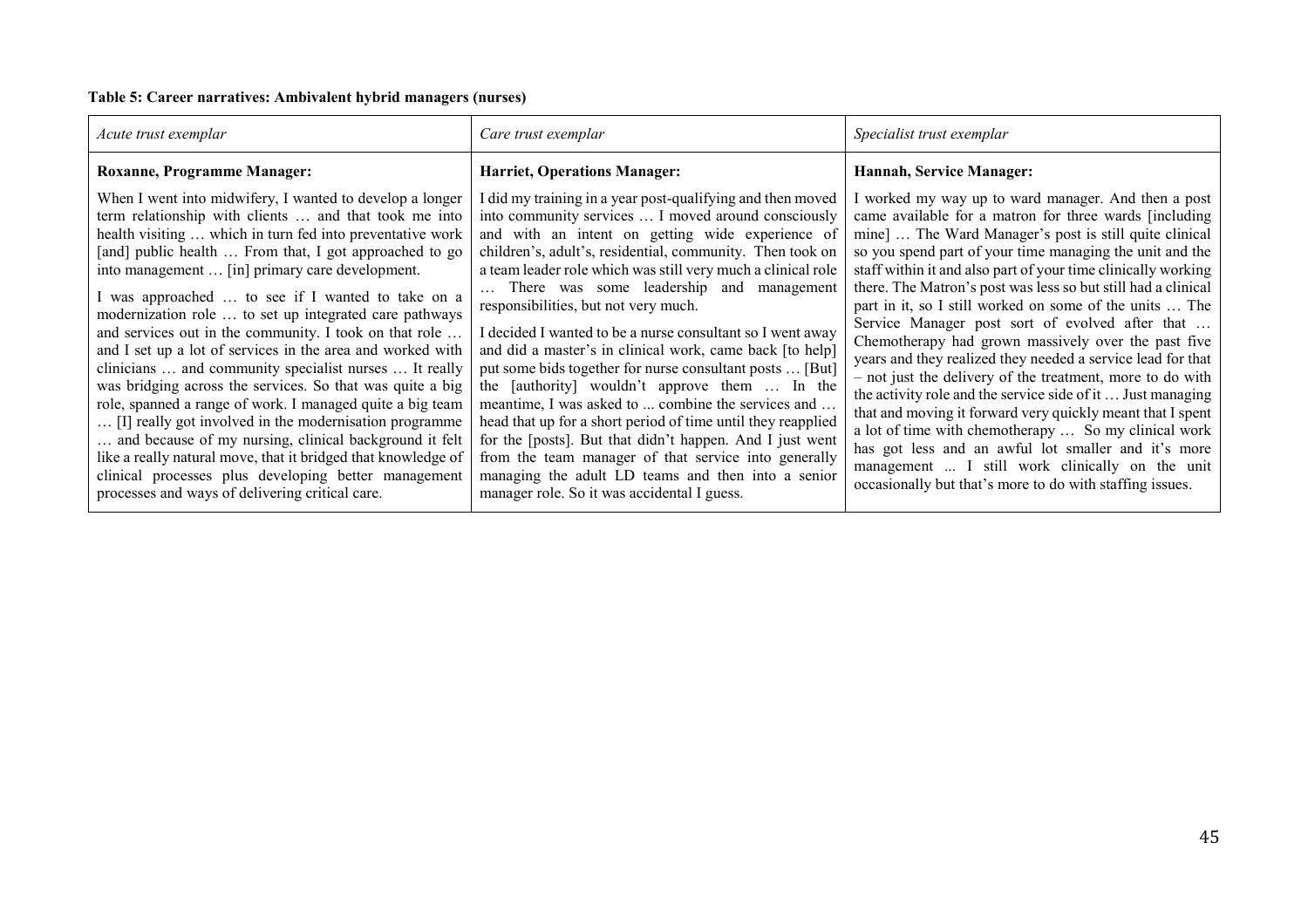**Table 5: Career narratives: Ambivalent hybrid managers (nurses)**

| *Acute trust exemplar* | *Care trust exemplar* | *Specialist trust exemplar* |
|---|---|---|
| **Roxanne, Programme Manager:** | **Harriet, Operations Manager:** | **Hannah, Service Manager:** |
| When I went into midwifery, I wanted to develop a longer term relationship with clients … and that took me into health visiting … which in turn fed into preventative work [and] public health … From that, I got approached to go into management … [in] primary care development.<br><br>I was approached … to see if I wanted to take on a modernization role … to set up integrated care pathways and services out in the community. I took on that role … and I set up a lot of services in the area and worked with clinicians … and community specialist nurses … It really was bridging across the services. So that was quite a big role, spanned a range of work. I managed quite a big team … [I] really got involved in the modernisation programme … and because of my nursing, clinical background it felt like a really natural move, that it bridged that knowledge of clinical processes plus developing better management processes and ways of delivering critical care. | I did my training in a year post-qualifying and then moved into community services … I moved around consciously and with an intent on getting wide experience of children's, adult's, residential, community. Then took on a team leader role which was still very much a clinical role … There was some leadership and management responsibilities, but not very much.<br><br>I decided I wanted to be a nurse consultant so I went away and did a master's in clinical work, came back [to help] put some bids together for nurse consultant posts … [But] the [authority] wouldn't approve them … In the meantime, I was asked to ... combine the services and … head that up for a short period of time until they reapplied for the [posts]. But that didn't happen. And I just went from the team manager of that service into generally managing the adult LD teams and then into a senior manager role. So it was accidental I guess. | I worked my way up to ward manager. And then a post came available for a matron for three wards [including mine] … The Ward Manager's post is still quite clinical so you spend part of your time managing the unit and the staff within it and also part of your time clinically working there. The Matron's post was less so but still had a clinical part in it, so I still worked on some of the units … The Service Manager post sort of evolved after that … Chemotherapy had grown massively over the past five years and they realized they needed a service lead for that – not just the delivery of the treatment, more to do with the activity role and the service side of it … Just managing that and moving it forward very quickly meant that I spent a lot of time with chemotherapy … So my clinical work has got less and an awful lot smaller and it's more management ... I still work clinically on the unit occasionally but that's more to do with staffing issues. |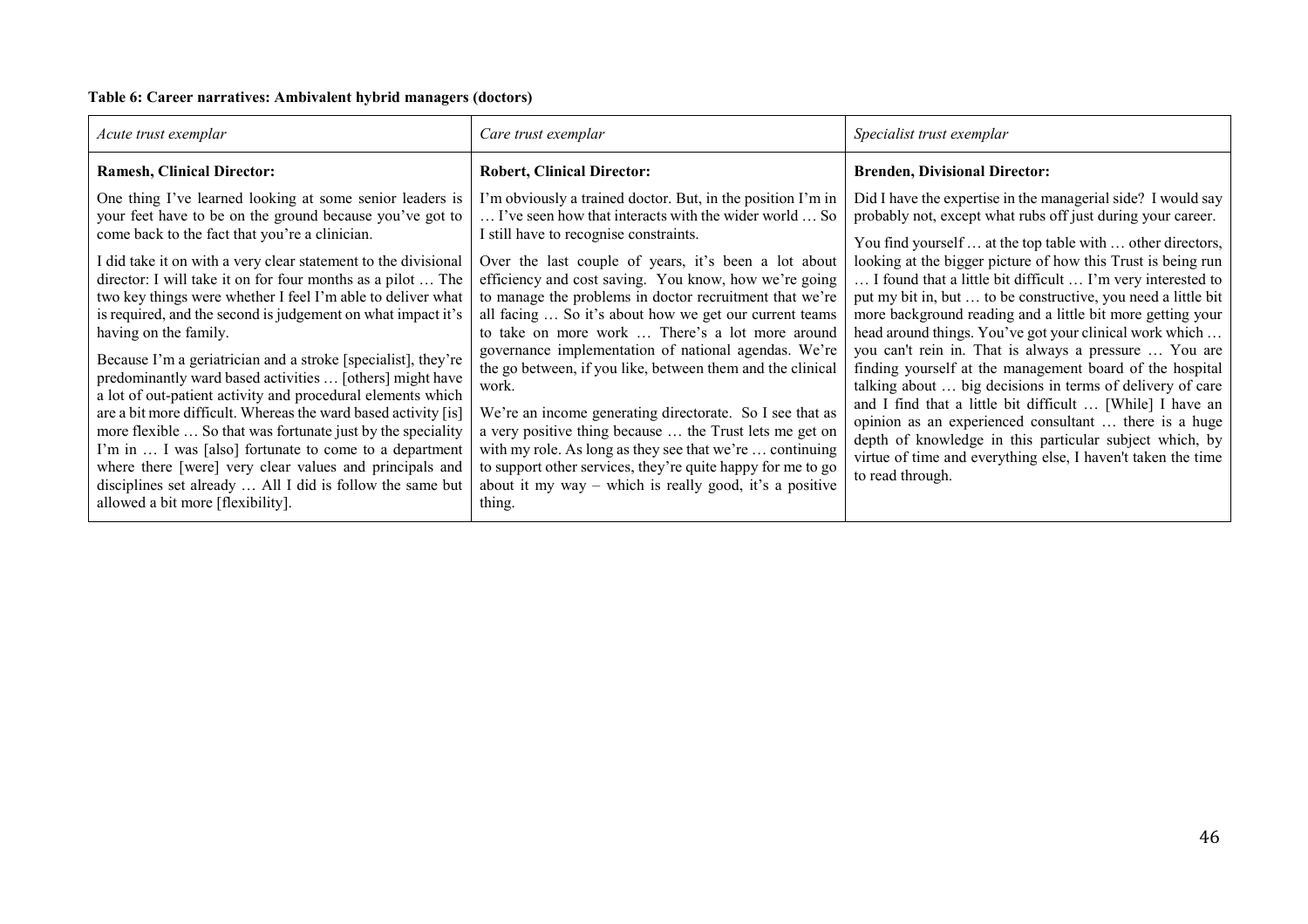**Table 6: Career narratives: Ambivalent hybrid managers (doctors)**

| *Acute trust exemplar* | *Care trust exemplar* | *Specialist trust exemplar* |
|---|---|---|
| **Ramesh, Clinical Director:** One thing I've learned looking at some senior leaders is your feet have to be on the ground because you've got to come back to the fact that you're a clinician. I did take it on with a very clear statement to the divisional director: I will take it on for four months as a pilot … The two key things were whether I feel I'm able to deliver what is required, and the second is judgement on what impact it's having on the family. Because I'm a geriatrician and a stroke [specialist], they're predominantly ward based activities … [others] might have a lot of out-patient activity and procedural elements which are a bit more difficult. Whereas the ward based activity [is] more flexible … So that was fortunate just by the speciality I'm in … I was [also] fortunate to come to a department where there [were] very clear values and principals and disciplines set already … All I did is follow the same but allowed a bit more [flexibility]. | **Robert, Clinical Director:** I'm obviously a trained doctor. But, in the position I'm in … I've seen how that interacts with the wider world … So I still have to recognise constraints. Over the last couple of years, it's been a lot about efficiency and cost saving. You know, how we're going to manage the problems in doctor recruitment that we're all facing … So it's about how we get our current teams to take on more work … There's a lot more around governance implementation of national agendas. We're the go between, if you like, between them and the clinical work. We're an income generating directorate. So I see that as a very positive thing because … the Trust lets me get on with my role. As long as they see that we're … continuing to support other services, they're quite happy for me to go about it my way – which is really good, it's a positive thing. | **Brenden, Divisional Director:** Did I have the expertise in the managerial side? I would say probably not, except what rubs off just during your career. You find yourself … at the top table with … other directors, looking at the bigger picture of how this Trust is being run … I found that a little bit difficult … I'm very interested to put my bit in, but … to be constructive, you need a little bit more background reading and a little bit more getting your head around things. You've got your clinical work which … you can't rein in. That is always a pressure … You are finding yourself at the management board of the hospital talking about … big decisions in terms of delivery of care and I find that a little bit difficult … [While] I have an opinion as an experienced consultant … there is a huge depth of knowledge in this particular subject which, by virtue of time and everything else, I haven't taken the time to read through. |